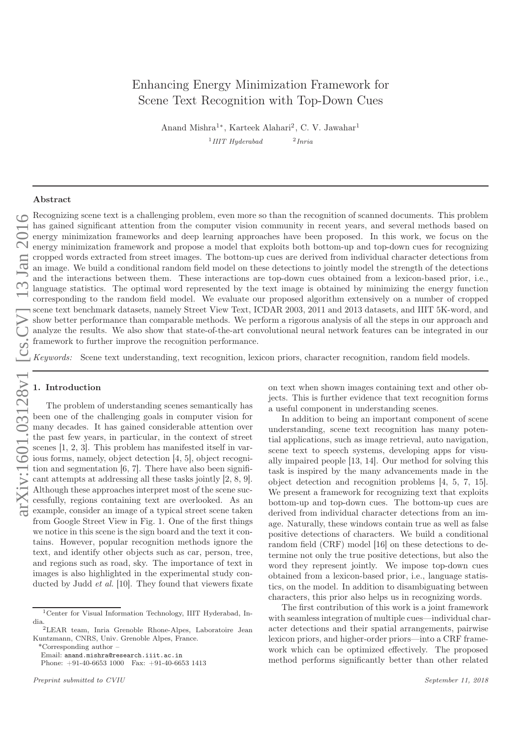# Enhancing Energy Minimization Framework for Scene Text Recognition with Top-Down Cues

Anand Mishra[1*], Karteek Alahari[2], C. V. Jawahar[1]

[1] *IIIT Hyderabad* [2] *Inria*

## Abstract

Recognizing scene text is a challenging problem, even more so than the recognition of scanned documents. This problem has gained significant attention from the computer vision community in recent years, and several methods based on energy minimization frameworks and deep learning approaches have been proposed. In this work, we focus on the energy minimization framework and propose a model that exploits both bottom-up and top-down cues for recognizing cropped words extracted from street images. The bottom-up cues are derived from individual character detections from an image. We build a conditional random field model on these detections to jointly model the strength of the detections and the interactions between them. These interactions are top-down cues obtained from a lexicon-based prior, i.e., language statistics. The optimal word represented by the text image is obtained by minimizing the energy function corresponding to the random field model. We evaluate our proposed algorithm extensively on a number of cropped scene text benchmark datasets, namely Street View Text, ICDAR 2003, 2011 and 2013 datasets, and IIIT 5K-word, and show better performance than comparable methods. We perform a rigorous analysis of all the steps in our approach and analyze the results. We also show that state-of-the-art convolutional neural network features can be integrated in our framework to further improve the recognition performance.

*Keywords:* Scene text understanding, text recognition, lexicon priors, character recognition, random field models.

## 1. Introduction

The problem of understanding scenes semantically has been one of the challenging goals in computer vision for many decades. It has gained considerable attention over the past few years, in particular, in the context of street scenes [1, 2, 3]. This problem has manifested itself in various forms, namely, object detection [4, 5], object recognition and segmentation [6, 7]. There have also been significant attempts at addressing all these tasks jointly [2, 8, 9]. Although these approaches interpret most of the scene successfully, regions containing text are overlooked. As an example, consider an image of a typical street scene taken from Google Street View in Fig. 1. One of the first things we notice in this scene is the sign board and the text it contains. However, popular recognition methods ignore the text, and identify other objects such as car, person, tree, and regions such as road, sky. The importance of text in images is also highlighted in the experimental study conducted by Judd *et al.* [10]. They found that viewers fixate on text when shown images containing text and other objects. This is further evidence that text recognition forms a useful component in understanding scenes.

In addition to being an important component of scene understanding, scene text recognition has many potential applications, such as image retrieval, auto navigation, scene text to speech systems, developing apps for visually impaired people [13, 14]. Our method for solving this task is inspired by the many advancements made in the object detection and recognition problems [4, 5, 7, 15]. We present a framework for recognizing text that exploits bottom-up and top-down cues. The bottom-up cues are derived from individual character detections from an image. Naturally, these windows contain true as well as false positive detections of characters. We build a conditional random field (CRF) model [16] on these detections to determine not only the true positive detections, but also the word they represent jointly. We impose top-down cues obtained from a lexicon-based prior, i.e., language statistics, on the model. In addition to disambiguating between characters, this prior also helps us in recognizing words.

The first contribution of this work is a joint framework with seamless integration of multiple cues—individual character detections and their spatial arrangements, pairwise lexicon priors, and higher-order priors—into a CRF framework which can be optimized effectively. The proposed method performs significantly better than other related

[1] Center for Visual Information Technology, IIIT Hyderabad, India.

[2] LEAR team, Inria Grenoble Rhone-Alpes, Laboratoire Jean Kuntzmann, CNRS, Univ. Grenoble Alpes, France.

*Corresponding author –
Email: anand.mishra@research.iiit.ac.in
Phone: +91-40-6653 1000 Fax: +91-40-6653 1413

*Preprint submitted to CVIU* *September 11, 2018*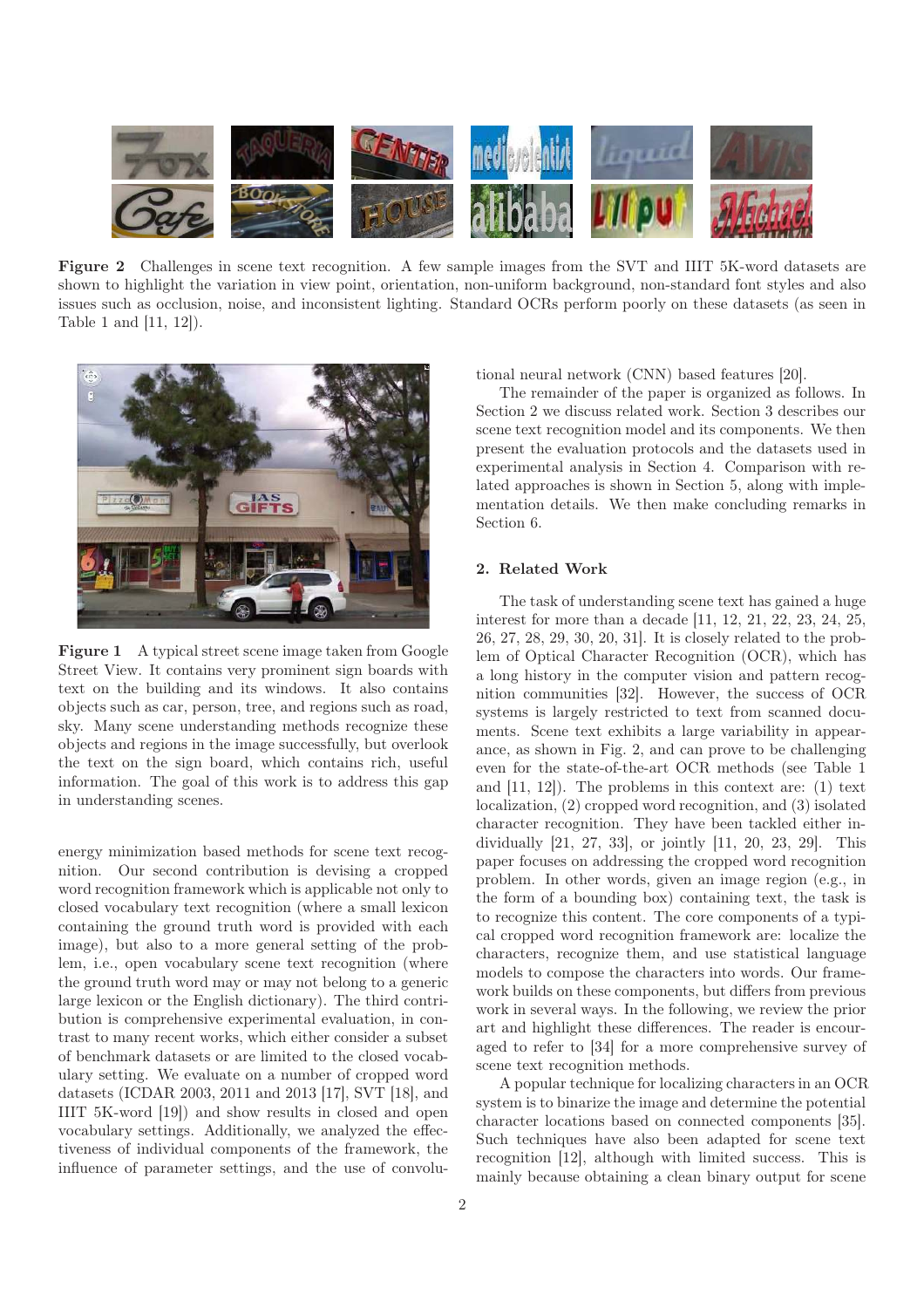**Figure 2** Challenges in scene text recognition. A few sample images from the SVT and IIIT 5K-word datasets are shown to highlight the variation in view point, orientation, non-uniform background, non-standard font styles and also issues such as occlusion, noise, and inconsistent lighting. Standard OCRs perform poorly on these datasets (as seen in Table 1 and [11, 12]).

**Figure 1** A typical street scene image taken from Google Street View. It contains very prominent sign boards with text on the building and its windows. It also contains objects such as car, person, tree, and regions such as road, sky. Many scene understanding methods recognize these objects and regions in the image successfully, but overlook the text on the sign board, which contains rich, useful information. The goal of this work is to address this gap in understanding scenes.

energy minimization based methods for scene text recognition. Our second contribution is devising a cropped word recognition framework which is applicable not only to closed vocabulary text recognition (where a small lexicon containing the ground truth word is provided with each image), but also to a more general setting of the problem, i.e., open vocabulary scene text recognition (where the ground truth word may or may not belong to a generic large lexicon or the English dictionary). The third contribution is comprehensive experimental evaluation, in contrast to many recent works, which either consider a subset of benchmark datasets or are limited to the closed vocabulary setting. We evaluate on a number of cropped word datasets (ICDAR 2003, 2011 and 2013 [17], SVT [18], and IIIT 5K-word [19]) and show results in closed and open vocabulary settings. Additionally, we analyzed the effectiveness of individual components of the framework, the influence of parameter settings, and the use of convolutional neural network (CNN) based features [20].

The remainder of the paper is organized as follows. In Section 2 we discuss related work. Section 3 describes our scene text recognition model and its components. We then present the evaluation protocols and the datasets used in experimental analysis in Section 4. Comparison with related approaches is shown in Section 5, along with implementation details. We then make concluding remarks in Section 6.

## 2. Related Work

The task of understanding scene text has gained a huge interest for more than a decade [11, 12, 21, 22, 23, 24, 25, 26, 27, 28, 29, 30, 20, 31]. It is closely related to the problem of Optical Character Recognition (OCR), which has a long history in the computer vision and pattern recognition communities [32]. However, the success of OCR systems is largely restricted to text from scanned documents. Scene text exhibits a large variability in appearance, as shown in Fig. 2, and can prove to be challenging even for the state-of-the-art OCR methods (see Table 1 and [11, 12]). The problems in this context are: (1) text localization, (2) cropped word recognition, and (3) isolated character recognition. They have been tackled either individually [21, 27, 33], or jointly [11, 20, 23, 29]. This paper focuses on addressing the cropped word recognition problem. In other words, given an image region (e.g., in the form of a bounding box) containing text, the task is to recognize this content. The core components of a typical cropped word recognition framework are: localize the characters, recognize them, and use statistical language models to compose the characters into words. Our framework builds on these components, but differs from previous work in several ways. In the following, we review the prior art and highlight these differences. The reader is encouraged to refer to [34] for a more comprehensive survey of scene text recognition methods.

A popular technique for localizing characters in an OCR system is to binarize the image and determine the potential character locations based on connected components [35]. Such techniques have also been adapted for scene text recognition [12], although with limited success. This is mainly because obtaining a clean binary output for scene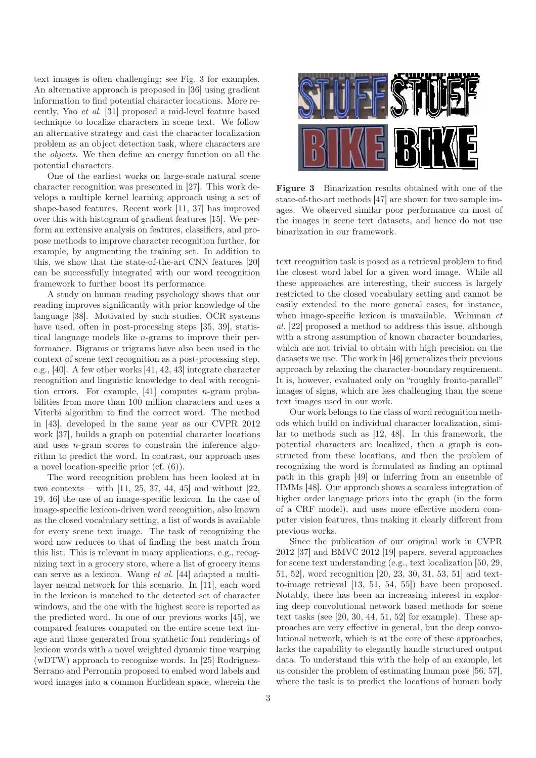text images is often challenging; see Fig. 3 for examples. An alternative approach is proposed in [36] using gradient information to find potential character locations. More recently, Yao *et al.* [31] proposed a mid-level feature based technique to localize characters in scene text. We follow an alternative strategy and cast the character localization problem as an object detection task, where characters are the *objects*. We then define an energy function on all the potential characters.

One of the earliest works on large-scale natural scene character recognition was presented in [27]. This work develops a multiple kernel learning approach using a set of shape-based features. Recent work [11, 37] has improved over this with histogram of gradient features [15]. We perform an extensive analysis on features, classifiers, and propose methods to improve character recognition further, for example, by augmenting the training set. In addition to this, we show that the state-of-the-art CNN features [20] can be successfully integrated with our word recognition framework to further boost its performance.

A study on human reading psychology shows that our reading improves significantly with prior knowledge of the language [38]. Motivated by such studies, OCR systems have used, often in post-processing steps [35, 39], statistical language models like $n$-grams to improve their performance. Bigrams or trigrams have also been used in the context of scene text recognition as a post-processing step, e.g., [40]. A few other works [41, 42, 43] integrate character recognition and linguistic knowledge to deal with recognition errors. For example, [41] computes $n$-gram probabilities from more than 100 million characters and uses a Viterbi algorithm to find the correct word. The method in [43], developed in the same year as our CVPR 2012 work [37], builds a graph on potential character locations and uses $n$-gram scores to constrain the inference algorithm to predict the word. In contrast, our approach uses a novel location-specific prior (cf. (6)).

The word recognition problem has been looked at in two contexts— with [11, 25, 37, 44, 45] and without [22, 19, 46] the use of an image-specific lexicon. In the case of image-specific lexicon-driven word recognition, also known as the closed vocabulary setting, a list of words is available for every scene text image. The task of recognizing the word now reduces to that of finding the best match from this list. This is relevant in many applications, e.g., recognizing text in a grocery store, where a list of grocery items can serve as a lexicon. Wang *et al.* [44] adapted a multi-layer neural network for this scenario. In [11], each word in the lexicon is matched to the detected set of character windows, and the one with the highest score is reported as the predicted word. In one of our previous works [45], we compared features computed on the entire scene text image and those generated from synthetic font renderings of lexicon words with a novel weighted dynamic time warping (wDTW) approach to recognize words. In [25] Rodriguez-Serrano and Perronnin proposed to embed word labels and word images into a common Euclidean space, wherein the text recognition task is posed as a retrieval problem to find the closest word label for a given word image. While all these approaches are interesting, their success is largely restricted to the closed vocabulary setting and cannot be easily extended to the more general cases, for instance, when image-specific lexicon is unavailable. Weinman *et al.* [22] proposed a method to address this issue, although with a strong assumption of known character boundaries, which are not trivial to obtain with high precision on the datasets we use. The work in [46] generalizes their previous approach by relaxing the character-boundary requirement. It is, however, evaluated only on "roughly fronto-parallel" images of signs, which are less challenging than the scene text images used in our work.

**Figure 3** Binarization results obtained with one of the state-of-the-art methods [47] are shown for two sample images. We observed similar poor performance on most of the images in scene text datasets, and hence do not use binarization in our framework.

Our work belongs to the class of word recognition methods which build on individual character localization, similar to methods such as [12, 48]. In this framework, the potential characters are localized, then a graph is constructed from these locations, and then the problem of recognizing the word is formulated as finding an optimal path in this graph [49] or inferring from an ensemble of HMMs [48]. Our approach shows a seamless integration of higher order language priors into the graph (in the form of a CRF model), and uses more effective modern computer vision features, thus making it clearly different from previous works.

Since the publication of our original work in CVPR 2012 [37] and BMVC 2012 [19] papers, several approaches for scene text understanding (e.g., text localization [50, 29, 51, 52], word recognition [20, 23, 30, 31, 53, 51] and text-to-image retrieval [13, 51, 54, 55]) have been proposed. Notably, there has been an increasing interest in exploring deep convolutional network based methods for scene text tasks (see [20, 30, 44, 51, 52] for example). These approaches are very effective in general, but the deep convolutional network, which is at the core of these approaches, lacks the capability to elegantly handle structured output data. To understand this with the help of an example, let us consider the problem of estimating human pose [56, 57], where the task is to predict the locations of human body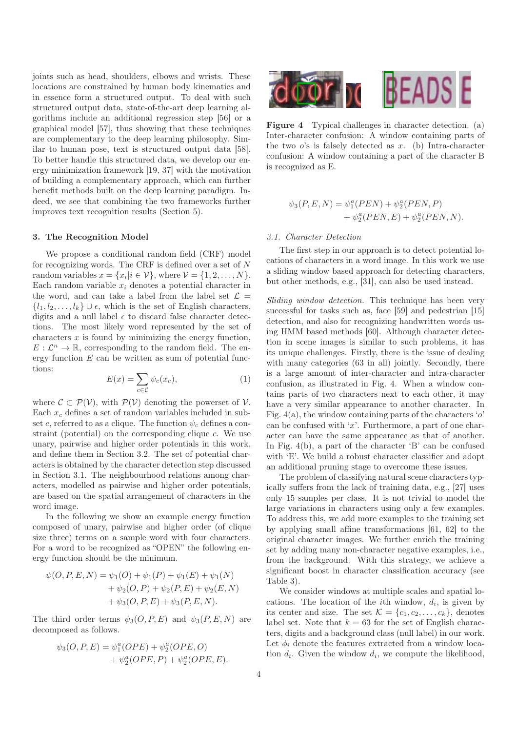joints such as head, shoulders, elbows and wrists. These locations are constrained by human body kinematics and in essence form a structured output. To deal with such structured output data, state-of-the-art deep learning algorithms include an additional regression step [56] or a graphical model [57], thus showing that these techniques are complementary to the deep learning philosophy. Similar to human pose, text is structured output data [58]. To better handle this structured data, we develop our energy minimization framework [19, 37] with the motivation of building a complementary approach, which can further benefit methods built on the deep learning paradigm. Indeed, we see that combining the two frameworks further improves text recognition results (Section 5).

## 3. The Recognition Model

We propose a conditional random field (CRF) model for recognizing words. The CRF is defined over a set of $N$ random variables $x = \{x_i | i \in \mathcal{V}\}$, where $\mathcal{V} = \{1, 2, \dots, N\}$. Each random variable $x_i$ denotes a potential character in the word, and can take a label from the label set $\mathcal{L} = \{l_1, l_2, \dots, l_k\} \cup \epsilon$, which is the set of English characters, digits and a null label $\epsilon$ to discard false character detections. The most likely word represented by the set of characters $x$ is found by minimizing the energy function, $E : \mathcal{L}^n \rightarrow \mathbb{R}$, corresponding to the random field. The energy function $E$ can be written as sum of potential functions:

$$E(x) = \sum_{c \in \mathcal{C}} \psi_c(x_c), \tag{1}$$

where $\mathcal{C} \subset \mathcal{P}(\mathcal{V})$, with $\mathcal{P}(\mathcal{V})$ denoting the powerset of $\mathcal{V}$. Each $x_c$ defines a set of random variables included in subset $c$, referred to as a clique. The function $\psi_c$ defines a constraint (potential) on the corresponding clique $c$. We use unary, pairwise and higher order potentials in this work, and define them in Section 3.2. The set of potential characters is obtained by the character detection step discussed in Section 3.1. The neighbourhood relations among characters, modelled as pairwise and higher order potentials, are based on the spatial arrangement of characters in the word image.

In the following we show an example energy function composed of unary, pairwise and higher order (of clique size three) terms on a sample word with four characters. For a word to be recognized as "OPEN" the following energy function should be the minimum.

$$\begin{aligned}\psi(O, P, E, N) = &\ \psi_1(O) + \psi_1(P) + \psi_1(E) + \psi_1(N) \\ &+ \psi_2(O, P) + \psi_2(P, E) + \psi_2(E, N) \\ &+ \psi_3(O, P, E) + \psi_3(P, E, N).\end{aligned}$$

The third order terms $\psi_3(O, P, E)$ and $\psi_3(P, E, N)$ are decomposed as follows.

$$\begin{aligned}\psi_3(O, P, E) = &\ \psi_1^a(OPE) + \psi_2^a(OPE, O) \\ &+ \psi_2^a(OPE, P) + \psi_2^a(OPE, E).\end{aligned}$$

$$\begin{aligned}\psi_3(P, E, N) = &\ \psi_1^a(PEN) + \psi_2^a(PEN, P) \\ &+ \psi_2^a(PEN, E) + \psi_2^a(PEN, N).\end{aligned}$$

**Figure 4** Typical challenges in character detection. (a) Inter-character confusion: A window containing parts of the two $o$'s is falsely detected as $x$. (b) Intra-character confusion: A window containing a part of the character B is recognized as E.

### 3.1. Character Detection

The first step in our approach is to detect potential locations of characters in a word image. In this work we use a sliding window based approach for detecting characters, but other methods, e.g., [31], can also be used instead.

*Sliding window detection.* This technique has been very successful for tasks such as, face [59] and pedestrian [15] detection, and also for recognizing handwritten words using HMM based methods [60]. Although character detection in scene images is similar to such problems, it has its unique challenges. Firstly, there is the issue of dealing with many categories (63 in all) jointly. Secondly, there is a large amount of inter-character and intra-character confusion, as illustrated in Fig. 4. When a window contains parts of two characters next to each other, it may have a very similar appearance to another character. In Fig. 4(a), the window containing parts of the characters '$o$' can be confused with '$x$'. Furthermore, a part of one character can have the same appearance as that of another. In Fig. 4(b), a part of the character 'B' can be confused with 'E'. We build a robust character classifier and adopt an additional pruning stage to overcome these issues.

The problem of classifying natural scene characters typically suffers from the lack of training data, e.g., [27] uses only 15 samples per class. It is not trivial to model the large variations in characters using only a few examples. To address this, we add more examples to the training set by applying small affine transformations [61, 62] to the original character images. We further enrich the training set by adding many non-character negative examples, i.e., from the background. With this strategy, we achieve a significant boost in character classification accuracy (see Table 3).

We consider windows at multiple scales and spatial locations. The location of the $i$th window, $d_i$, is given by its center and size. The set $\mathcal{K} = \{c_1, c_2, \dots, c_k\}$, denotes label set. Note that $k = 63$ for the set of English characters, digits and a background class (null label) in our work. Let $\phi_i$ denote the features extracted from a window location $d_i$. Given the window $d_i$, we compute the likelihood,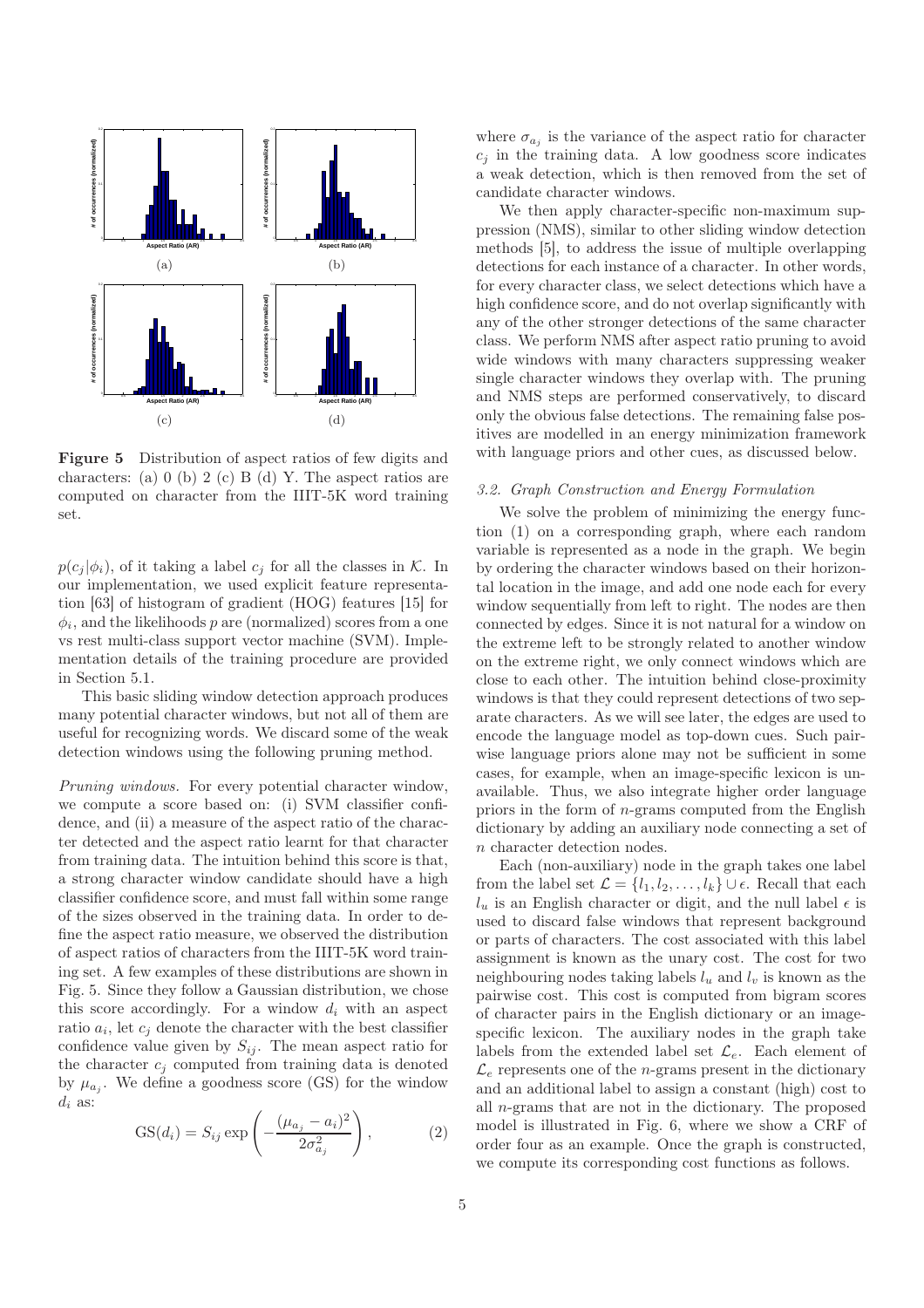**Figure 5** Distribution of aspect ratios of few digits and characters: (a) 0 (b) 2 (c) B (d) Y. The aspect ratios are computed on character from the IIIT-5K word training set.

$p(c_j|\phi_i)$, of it taking a label $c_j$ for all the classes in $\mathcal{K}$. In our implementation, we used explicit feature representation [63] of histogram of gradient (HOG) features [15] for $\phi_i$, and the likelihoods $p$ are (normalized) scores from a one vs rest multi-class support vector machine (SVM). Implementation details of the training procedure are provided in Section 5.1.

This basic sliding window detection approach produces many potential character windows, but not all of them are useful for recognizing words. We discard some of the weak detection windows using the following pruning method.

*Pruning windows.* For every potential character window, we compute a score based on: (i) SVM classifier confidence, and (ii) a measure of the aspect ratio of the character detected and the aspect ratio learnt for that character from training data. The intuition behind this score is that, a strong character window candidate should have a high classifier confidence score, and must fall within some range of the sizes observed in the training data. In order to define the aspect ratio measure, we observed the distribution of aspect ratios of characters from the IIIT-5K word training set. A few examples of these distributions are shown in Fig. 5. Since they follow a Gaussian distribution, we chose this score accordingly. For a window $d_i$ with an aspect ratio $a_i$, let $c_j$ denote the character with the best classifier confidence value given by $S_{ij}$. The mean aspect ratio for the character $c_j$ computed from training data is denoted by $\mu_{a_j}$. We define a goodness score (GS) for the window $d_i$ as:

$$\text{GS}(d_i) = S_{ij} \exp\left(-\frac{(\mu_{a_j} - a_i)^2}{2\sigma_{a_j}^2}\right), \tag{2}$$

where $\sigma_{a_j}$ is the variance of the aspect ratio for character $c_j$ in the training data. A low goodness score indicates a weak detection, which is then removed from the set of candidate character windows.

We then apply character-specific non-maximum suppression (NMS), similar to other sliding window detection methods [5], to address the issue of multiple overlapping detections for each instance of a character. In other words, for every character class, we select detections which have a high confidence score, and do not overlap significantly with any of the other stronger detections of the same character class. We perform NMS after aspect ratio pruning to avoid wide windows with many characters suppressing weaker single character windows they overlap with. The pruning and NMS steps are performed conservatively, to discard only the obvious false detections. The remaining false positives are modelled in an energy minimization framework with language priors and other cues, as discussed below.

### 3.2. Graph Construction and Energy Formulation

We solve the problem of minimizing the energy function (1) on a corresponding graph, where each random variable is represented as a node in the graph. We begin by ordering the character windows based on their horizontal location in the image, and add one node each for every window sequentially from left to right. The nodes are then connected by edges. Since it is not natural for a window on the extreme left to be strongly related to another window on the extreme right, we only connect windows which are close to each other. The intuition behind close-proximity windows is that they could represent detections of two separate characters. As we will see later, the edges are used to encode the language model as top-down cues. Such pairwise language priors alone may not be sufficient in some cases, for example, when an image-specific lexicon is unavailable. Thus, we also integrate higher order language priors in the form of $n$-grams computed from the English dictionary by adding an auxiliary node connecting a set of $n$ character detection nodes.

Each (non-auxiliary) node in the graph takes one label from the label set $\mathcal{L} = \{l_1, l_2, \ldots, l_k\} \cup \epsilon$. Recall that each $l_u$ is an English character or digit, and the null label $\epsilon$ is used to discard false windows that represent background or parts of characters. The cost associated with this label assignment is known as the unary cost. The cost for two neighbouring nodes taking labels $l_u$ and $l_v$ is known as the pairwise cost. This cost is computed from bigram scores of character pairs in the English dictionary or an image-specific lexicon. The auxiliary nodes in the graph take labels from the extended label set $\mathcal{L}_e$. Each element of $\mathcal{L}_e$ represents one of the $n$-grams present in the dictionary and an additional label to assign a constant (high) cost to all $n$-grams that are not in the dictionary. The proposed model is illustrated in Fig. 6, where we show a CRF of order four as an example. Once the graph is constructed, we compute its corresponding cost functions as follows.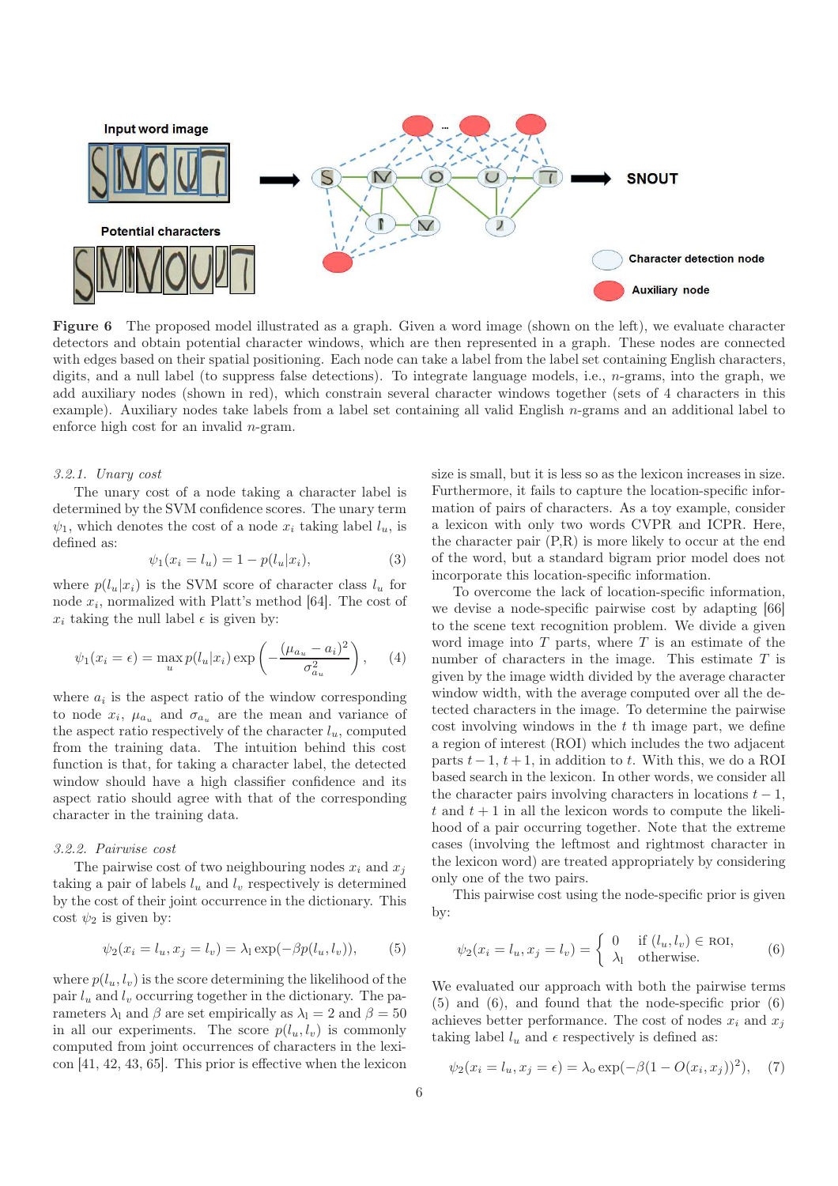**Figure 6** The proposed model illustrated as a graph. Given a word image (shown on the left), we evaluate character detectors and obtain potential character windows, which are then represented in a graph. These nodes are connected with edges based on their spatial positioning. Each node can take a label from the label set containing English characters, digits, and a null label (to suppress false detections). To integrate language models, i.e., $n$-grams, into the graph, we add auxiliary nodes (shown in red), which constrain several character windows together (sets of 4 characters in this example). Auxiliary nodes take labels from a label set containing all valid English $n$-grams and an additional label to enforce high cost for an invalid $n$-gram.

#### 3.2.1. Unary cost

The unary cost of a node taking a character label is determined by the SVM confidence scores. The unary term $\psi_1$, which denotes the cost of a node $x_i$ taking label $l_u$, is defined as:

$$\psi_1(x_i = l_u) = 1 - p(l_u|x_i), \tag{3}$$

where $p(l_u|x_i)$ is the SVM score of character class $l_u$ for node $x_i$, normalized with Platt's method [64]. The cost of $x_i$ taking the null label $\epsilon$ is given by:

$$\psi_1(x_i = \epsilon) = \max_u p(l_u|x_i) \exp\left(-\frac{(\mu_{a_u} - a_i)^2}{\sigma^2_{a_u}}\right), \tag{4}$$

where $a_i$ is the aspect ratio of the window corresponding to node $x_i$, $\mu_{a_u}$ and $\sigma_{a_u}$ are the mean and variance of the aspect ratio respectively of the character $l_u$, computed from the training data. The intuition behind this cost function is that, for taking a character label, the detected window should have a high classifier confidence and its aspect ratio should agree with that of the corresponding character in the training data.

#### 3.2.2. Pairwise cost

The pairwise cost of two neighbouring nodes $x_i$ and $x_j$ taking a pair of labels $l_u$ and $l_v$ respectively is determined by the cost of their joint occurrence in the dictionary. This cost $\psi_2$ is given by:

$$\psi_2(x_i = l_u, x_j = l_v) = \lambda_l \exp(-\beta p(l_u, l_v)), \tag{5}$$

where $p(l_u, l_v)$ is the score determining the likelihood of the pair $l_u$ and $l_v$ occurring together in the dictionary. The parameters $\lambda_l$ and $\beta$ are set empirically as $\lambda_l = 2$ and $\beta = 50$ in all our experiments. The score $p(l_u, l_v)$ is commonly computed from joint occurrences of characters in the lexicon [41, 42, 43, 65]. This prior is effective when the lexicon size is small, but it is less so as the lexicon increases in size. Furthermore, it fails to capture the location-specific information of pairs of characters. As a toy example, consider a lexicon with only two words CVPR and ICPR. Here, the character pair (P,R) is more likely to occur at the end of the word, but a standard bigram prior model does not incorporate this location-specific information.

To overcome the lack of location-specific information, we devise a node-specific pairwise cost by adapting [66] to the scene text recognition problem. We divide a given word image into $T$ parts, where $T$ is an estimate of the number of characters in the image. This estimate $T$ is given by the image width divided by the average character window width, with the average computed over all the detected characters in the image. To determine the pairwise cost involving windows in the $t$ th image part, we define a region of interest (ROI) which includes the two adjacent parts $t-1$, $t+1$, in addition to $t$. With this, we do a ROI based search in the lexicon. In other words, we consider all the character pairs involving characters in locations $t-1$, $t$ and $t+1$ in all the lexicon words to compute the likelihood of a pair occurring together. Note that the extreme cases (involving the leftmost and rightmost character in the lexicon word) are treated appropriately by considering only one of the two pairs.

This pairwise cost using the node-specific prior is given by:

$$\psi_2(x_i = l_u, x_j = l_v) = \begin{cases} 0 & \text{if } (l_u, l_v) \in \text{ROI}, \\ \lambda_l & \text{otherwise.} \end{cases} \tag{6}$$

We evaluated our approach with both the pairwise terms (5) and (6), and found that the node-specific prior (6) achieves better performance. The cost of nodes $x_i$ and $x_j$ taking label $l_u$ and $\epsilon$ respectively is defined as:

$$\psi_2(x_i = l_u, x_j = \epsilon) = \lambda_o \exp(-\beta(1 - O(x_i, x_j))^2), \tag{7}$$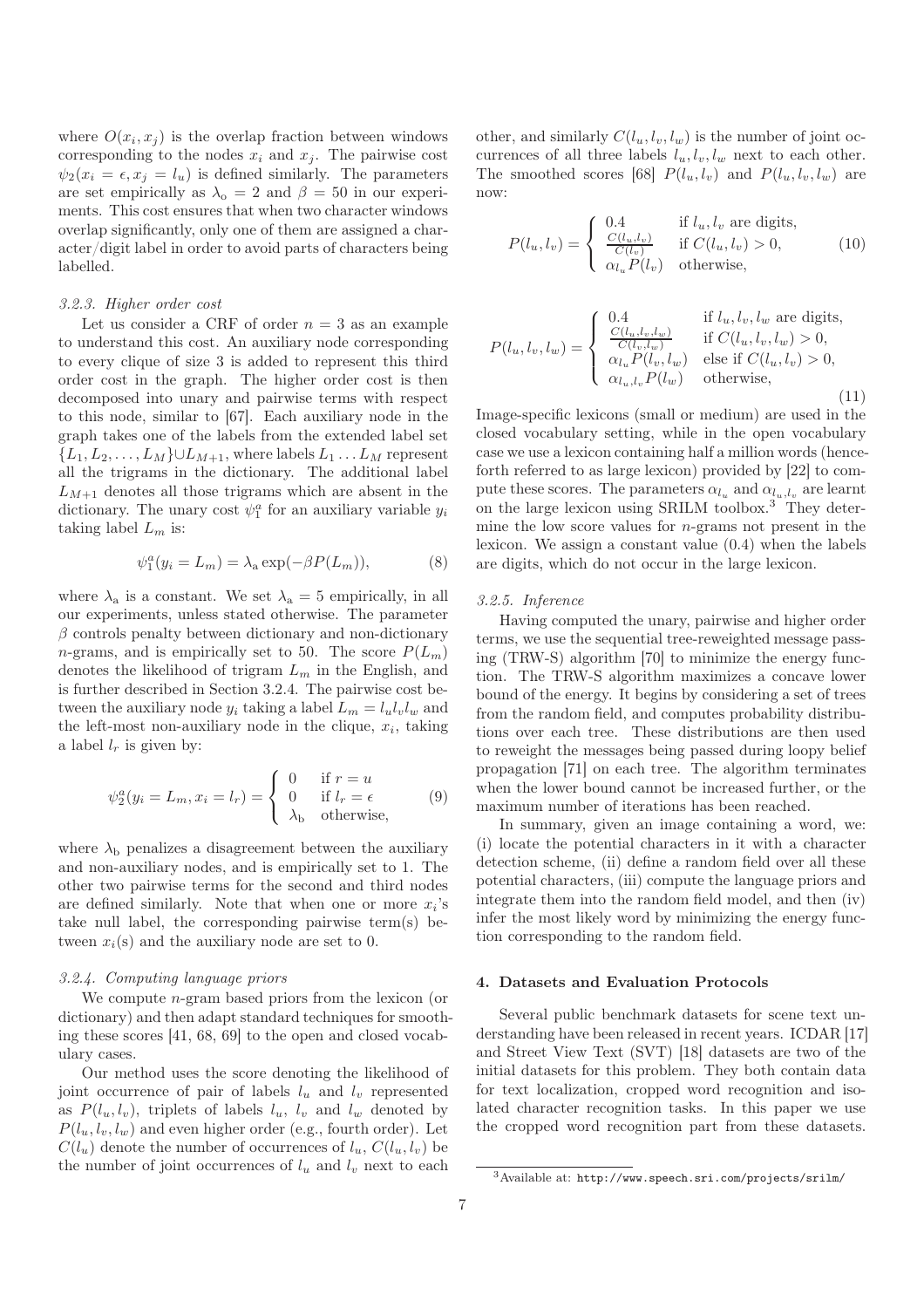where $O(x_i, x_j)$ is the overlap fraction between windows corresponding to the nodes $x_i$ and $x_j$. The pairwise cost $\psi_2(x_i = \epsilon, x_j = l_u)$ is defined similarly. The parameters are set empirically as $\lambda_o = 2$ and $\beta = 50$ in our experiments. This cost ensures that when two character windows overlap significantly, only one of them are assigned a character/digit label in order to avoid parts of characters being labelled.

### 3.2.3. Higher order cost

Let us consider a CRF of order $n = 3$ as an example to understand this cost. An auxiliary node corresponding to every clique of size 3 is added to represent this third order cost in the graph. The higher order cost is then decomposed into unary and pairwise terms with respect to this node, similar to [67]. Each auxiliary node in the graph takes one of the labels from the extended label set $\{L_1, L_2, \ldots, L_M\} \cup L_{M+1}$, where labels $L_1 \ldots L_M$ represent all the trigrams in the dictionary. The additional label $L_{M+1}$ denotes all those trigrams which are absent in the dictionary. The unary cost $\psi_1^a$ for an auxiliary variable $y_i$ taking label $L_m$ is:

$$\psi_1^a(y_i = L_m) = \lambda_a \exp(-\beta P(L_m)), \tag{8}$$

where $\lambda_a$ is a constant. We set $\lambda_a = 5$ empirically, in all our experiments, unless stated otherwise. The parameter $\beta$ controls penalty between dictionary and non-dictionary $n$-grams, and is empirically set to 50. The score $P(L_m)$ denotes the likelihood of trigram $L_m$ in the English, and is further described in Section 3.2.4. The pairwise cost between the auxiliary node $y_i$ taking a label $L_m = l_u l_v l_w$ and the left-most non-auxiliary node in the clique, $x_i$, taking a label $l_r$ is given by:

$$\psi_2^a(y_i = L_m, x_i = l_r) = \begin{cases} 0 & \text{if } r = u \\ 0 & \text{if } l_r = \epsilon \\ \lambda_b & \text{otherwise,} \end{cases} \tag{9}$$

where $\lambda_b$ penalizes a disagreement between the auxiliary and non-auxiliary nodes, and is empirically set to 1. The other two pairwise terms for the second and third nodes are defined similarly. Note that when one or more $x_i$'s take null label, the corresponding pairwise term(s) between $x_i$(s) and the auxiliary node are set to 0.

### 3.2.4. Computing language priors

We compute $n$-gram based priors from the lexicon (or dictionary) and then adapt standard techniques for smoothing these scores [41, 68, 69] to the open and closed vocabulary cases.

Our method uses the score denoting the likelihood of joint occurrence of pair of labels $l_u$ and $l_v$ represented as $P(l_u, l_v)$, triplets of labels $l_u$, $l_v$ and $l_w$ denoted by $P(l_u, l_v, l_w)$ and even higher order (e.g., fourth order). Let $C(l_u)$ denote the number of occurrences of $l_u$, $C(l_u, l_v)$ be the number of joint occurrences of $l_u$ and $l_v$ next to each other, and similarly $C(l_u, l_v, l_w)$ is the number of joint occurrences of all three labels $l_u, l_v, l_w$ next to each other. The smoothed scores [68] $P(l_u, l_v)$ and $P(l_u, l_v, l_w)$ are now:

$$P(l_u, l_v) = \begin{cases} 0.4 & \text{if } l_u, l_v \text{ are digits,} \\ \frac{C(l_u, l_v)}{C(l_v)} & \text{if } C(l_u, l_v) > 0, \\ \alpha_{l_u} P(l_v) & \text{otherwise,} \end{cases} \tag{10}$$

$$P(l_u, l_v, l_w) = \begin{cases} 0.4 & \text{if } l_u, l_v, l_w \text{ are digits,} \\ \frac{C(l_u, l_v, l_w)}{C(l_v, l_w)} & \text{if } C(l_u, l_v, l_w) > 0, \\ \alpha_{l_u} P(l_v, l_w) & \text{else if } C(l_u, l_v) > 0, \\ \alpha_{l_u, l_v} P(l_w) & \text{otherwise,} \end{cases} \tag{11}$$

Image-specific lexicons (small or medium) are used in the closed vocabulary setting, while in the open vocabulary case we use a lexicon containing half a million words (henceforth referred to as large lexicon) provided by [22] to compute these scores. The parameters $\alpha_{l_u}$ and $\alpha_{l_u, l_v}$ are learnt on the large lexicon using SRILM toolbox.[3] They determine the low score values for $n$-grams not present in the lexicon. We assign a constant value (0.4) when the labels are digits, which do not occur in the large lexicon.

### 3.2.5. Inference

Having computed the unary, pairwise and higher order terms, we use the sequential tree-reweighted message passing (TRW-S) algorithm [70] to minimize the energy function. The TRW-S algorithm maximizes a concave lower bound of the energy. It begins by considering a set of trees from the random field, and computes probability distributions over each tree. These distributions are then used to reweight the messages being passed during loopy belief propagation [71] on each tree. The algorithm terminates when the lower bound cannot be increased further, or the maximum number of iterations has been reached.

In summary, given an image containing a word, we: (i) locate the potential characters in it with a character detection scheme, (ii) define a random field over all these potential characters, (iii) compute the language priors and integrate them into the random field model, and then (iv) infer the most likely word by minimizing the energy function corresponding to the random field.

## 4. Datasets and Evaluation Protocols

Several public benchmark datasets for scene text understanding have been released in recent years. ICDAR [17] and Street View Text (SVT) [18] datasets are two of the initial datasets for this problem. They both contain data for text localization, cropped word recognition and isolated character recognition tasks. In this paper we use the cropped word recognition part from these datasets.

[3] Available at: http://www.speech.sri.com/projects/srilm/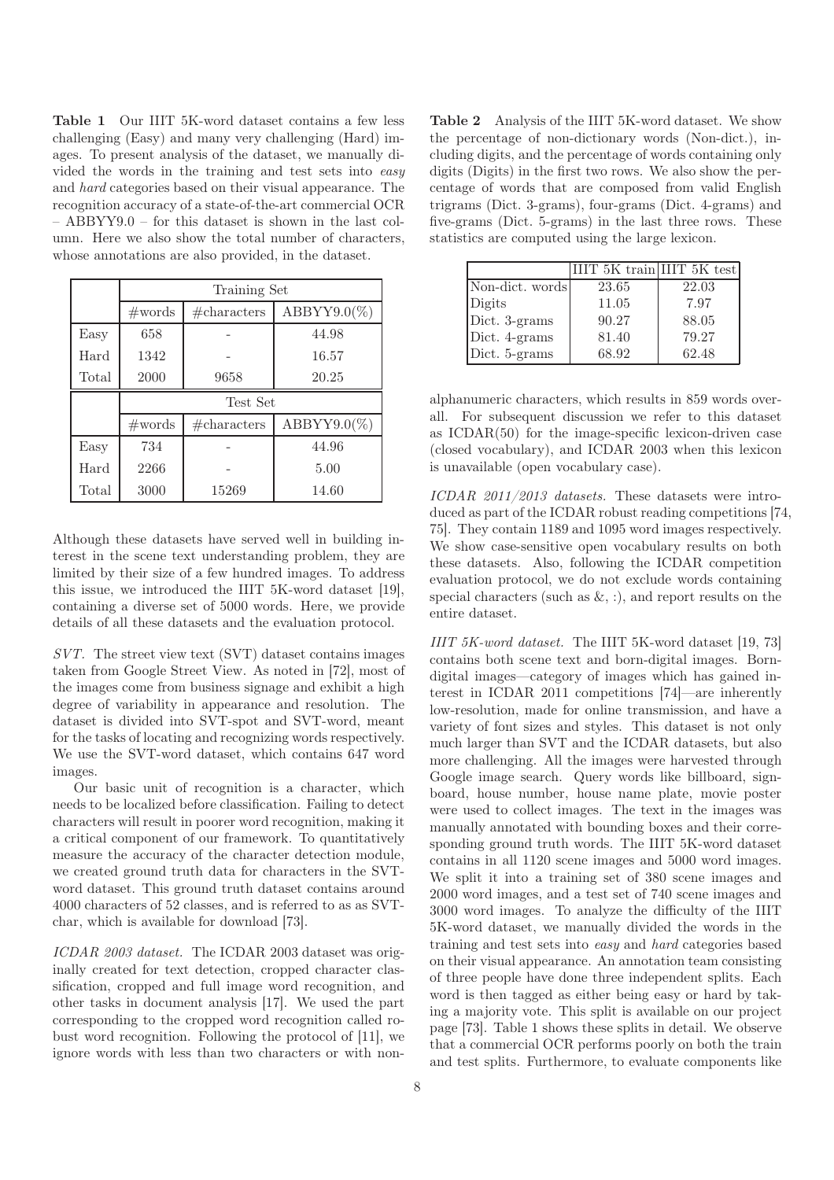**Table 1** Our IIIT 5K-word dataset contains a few less challenging (Easy) and many very challenging (Hard) images. To present analysis of the dataset, we manually divided the words in the training and test sets into *easy* and *hard* categories based on their visual appearance. The recognition accuracy of a state-of-the-art commercial OCR – ABBYY9.0 – for this dataset is shown in the last column. Here we also show the total number of characters, whose annotations are also provided, in the dataset.

| | Training Set | | |
|---|---|---|---|
| | #words | #characters | ABBYY9.0(%) |
| Easy | 658 | - | 44.98 |
| Hard | 1342 | - | 16.57 |
| Total | 2000 | 9658 | 20.25 |
| | **Test Set** | | |
| | #words | #characters | ABBYY9.0(%) |
| Easy | 734 | - | 44.96 |
| Hard | 2266 | - | 5.00 |
| Total | 3000 | 15269 | 14.60 |

Although these datasets have served well in building interest in the scene text understanding problem, they are limited by their size of a few hundred images. To address this issue, we introduced the IIIT 5K-word dataset [19], containing a diverse set of 5000 words. Here, we provide details of all these datasets and the evaluation protocol.

*SVT.* The street view text (SVT) dataset contains images taken from Google Street View. As noted in [72], most of the images come from business signage and exhibit a high degree of variability in appearance and resolution. The dataset is divided into SVT-spot and SVT-word, meant for the tasks of locating and recognizing words respectively. We use the SVT-word dataset, which contains 647 word images.

Our basic unit of recognition is a character, which needs to be localized before classification. Failing to detect characters will result in poorer word recognition, making it a critical component of our framework. To quantitatively measure the accuracy of the character detection module, we created ground truth data for characters in the SVT-word dataset. This ground truth dataset contains around 4000 characters of 52 classes, and is referred to as as SVT-char, which is available for download [73].

*ICDAR 2003 dataset.* The ICDAR 2003 dataset was originally created for text detection, cropped character classification, cropped and full image word recognition, and other tasks in document analysis [17]. We used the part corresponding to the cropped word recognition called robust word recognition. Following the protocol of [11], we ignore words with less than two characters or with non-alphanumeric characters, which results in 859 words overall. For subsequent discussion we refer to this dataset as ICDAR(50) for the image-specific lexicon-driven case (closed vocabulary), and ICDAR 2003 when this lexicon is unavailable (open vocabulary case).

**Table 2** Analysis of the IIIT 5K-word dataset. We show the percentage of non-dictionary words (Non-dict.), including digits, and the percentage of words containing only digits (Digits) in the first two rows. We also show the percentage of words that are composed from valid English trigrams (Dict. 3-grams), four-grams (Dict. 4-grams) and five-grams (Dict. 5-grams) in the last three rows. These statistics are computed using the large lexicon.

| | IIIT 5K train | IIIT 5K test |
|---|---|---|
| Non-dict. words | 23.65 | 22.03 |
| Digits | 11.05 | 7.97 |
| Dict. 3-grams | 90.27 | 88.05 |
| Dict. 4-grams | 81.40 | 79.27 |
| Dict. 5-grams | 68.92 | 62.48 |

*ICDAR 2011/2013 datasets.* These datasets were introduced as part of the ICDAR robust reading competitions [74, 75]. They contain 1189 and 1095 word images respectively. We show case-sensitive open vocabulary results on both these datasets. Also, following the ICDAR competition evaluation protocol, we do not exclude words containing special characters (such as &, :), and report results on the entire dataset.

*IIIT 5K-word dataset.* The IIIT 5K-word dataset [19, 73] contains both scene text and born-digital images. Born-digital images—category of images which has gained interest in ICDAR 2011 competitions [74]—are inherently low-resolution, made for online transmission, and have a variety of font sizes and styles. This dataset is not only much larger than SVT and the ICDAR datasets, but also more challenging. All the images were harvested through Google image search. Query words like billboard, signboard, house number, house name plate, movie poster were used to collect images. The text in the images was manually annotated with bounding boxes and their corresponding ground truth words. The IIIT 5K-word dataset contains in all 1120 scene images and 5000 word images. We split it into a training set of 380 scene images and 2000 word images, and a test set of 740 scene images and 3000 word images. To analyze the difficulty of the IIIT 5K-word dataset, we manually divided the words in the training and test sets into *easy* and *hard* categories based on their visual appearance. An annotation team consisting of three people have done three independent splits. Each word is then tagged as either being easy or hard by taking a majority vote. This split is available on our project page [73]. Table 1 shows these splits in detail. We observe that a commercial OCR performs poorly on both the train and test splits. Furthermore, to evaluate components like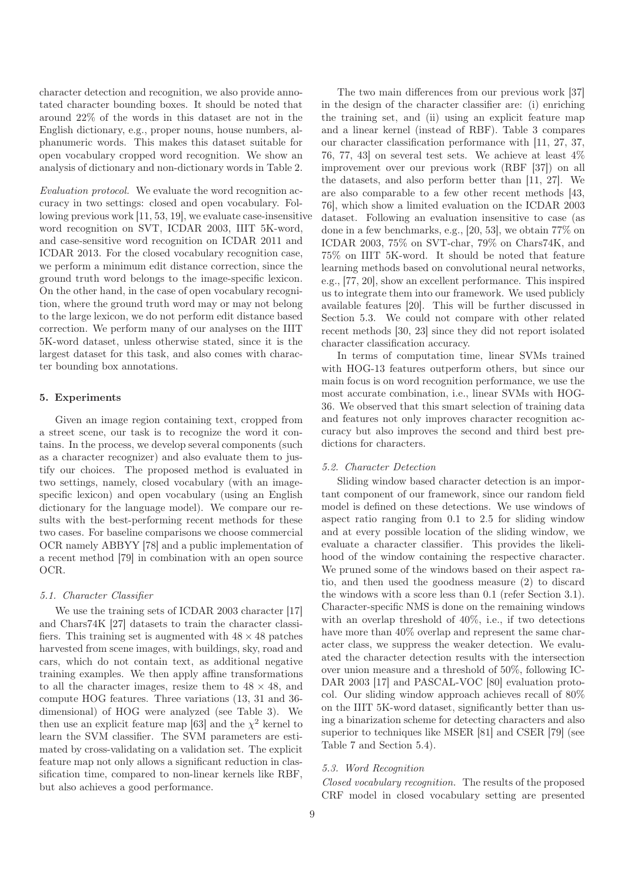character detection and recognition, we also provide annotated character bounding boxes. It should be noted that around 22% of the words in this dataset are not in the English dictionary, e.g., proper nouns, house numbers, alphanumeric words. This makes this dataset suitable for open vocabulary cropped word recognition. We show an analysis of dictionary and non-dictionary words in Table 2.

*Evaluation protocol.* We evaluate the word recognition accuracy in two settings: closed and open vocabulary. Following previous work [11, 53, 19], we evaluate case-insensitive word recognition on SVT, ICDAR 2003, IIIT 5K-word, and case-sensitive word recognition on ICDAR 2011 and ICDAR 2013. For the closed vocabulary recognition case, we perform a minimum edit distance correction, since the ground truth word belongs to the image-specific lexicon. On the other hand, in the case of open vocabulary recognition, where the ground truth word may or may not belong to the large lexicon, we do not perform edit distance based correction. We perform many of our analyses on the IIIT 5K-word dataset, unless otherwise stated, since it is the largest dataset for this task, and also comes with character bounding box annotations.

## 5. Experiments

Given an image region containing text, cropped from a street scene, our task is to recognize the word it contains. In the process, we develop several components (such as a character recognizer) and also evaluate them to justify our choices. The proposed method is evaluated in two settings, namely, closed vocabulary (with an image-specific lexicon) and open vocabulary (using an English dictionary for the language model). We compare our results with the best-performing recent methods for these two cases. For baseline comparisons we choose commercial OCR namely ABBYY [78] and a public implementation of a recent method [79] in combination with an open source OCR.

### 5.1. Character Classifier

We use the training sets of ICDAR 2003 character [17] and Chars74K [27] datasets to train the character classifiers. This training set is augmented with $48 \times 48$ patches harvested from scene images, with buildings, sky, road and cars, which do not contain text, as additional negative training examples. We then apply affine transformations to all the character images, resize them to $48 \times 48$, and compute HOG features. Three variations (13, 31 and 36-dimensional) of HOG were analyzed (see Table 3). We then use an explicit feature map [63] and the $\chi^2$ kernel to learn the SVM classifier. The SVM parameters are estimated by cross-validating on a validation set. The explicit feature map not only allows a significant reduction in classification time, compared to non-linear kernels like RBF, but also achieves a good performance.

The two main differences from our previous work [37] in the design of the character classifier are: (i) enriching the training set, and (ii) using an explicit feature map and a linear kernel (instead of RBF). Table 3 compares our character classification performance with [11, 27, 37, 76, 77, 43] on several test sets. We achieve at least 4% improvement over our previous work (RBF [37]) on all the datasets, and also perform better than [11, 27]. We are also comparable to a few other recent methods [43, 76], which show a limited evaluation on the ICDAR 2003 dataset. Following an evaluation insensitive to case (as done in a few benchmarks, e.g., [20, 53], we obtain 77% on ICDAR 2003, 75% on SVT-char, 79% on Chars74K, and 75% on IIIT 5K-word. It should be noted that feature learning methods based on convolutional neural networks, e.g., [77, 20], show an excellent performance. This inspired us to integrate them into our framework. We used publicly available features [20]. This will be further discussed in Section 5.3. We could not compare with other related recent methods [30, 23] since they did not report isolated character classification accuracy.

In terms of computation time, linear SVMs trained with HOG-13 features outperform others, but since our main focus is on word recognition performance, we use the most accurate combination, i.e., linear SVMs with HOG-36. We observed that this smart selection of training data and features not only improves character recognition accuracy but also improves the second and third best predictions for characters.

### 5.2. Character Detection

Sliding window based character detection is an important component of our framework, since our random field model is defined on these detections. We use windows of aspect ratio ranging from 0.1 to 2.5 for sliding window and at every possible location of the sliding window, we evaluate a character classifier. This provides the likelihood of the window containing the respective character. We pruned some of the windows based on their aspect ratio, and then used the goodness measure (2) to discard the windows with a score less than 0.1 (refer Section 3.1). Character-specific NMS is done on the remaining windows with an overlap threshold of 40%, i.e., if two detections have more than 40% overlap and represent the same character class, we suppress the weaker detection. We evaluated the character detection results with the intersection over union measure and a threshold of 50%, following ICDAR 2003 [17] and PASCAL-VOC [80] evaluation protocol. Our sliding window approach achieves recall of 80% on the IIIT 5K-word dataset, significantly better than using a binarization scheme for detecting characters and also superior to techniques like MSER [81] and CSER [79] (see Table 7 and Section 5.4).

### 5.3. Word Recognition

*Closed vocabulary recognition.* The results of the proposed CRF model in closed vocabulary setting are presented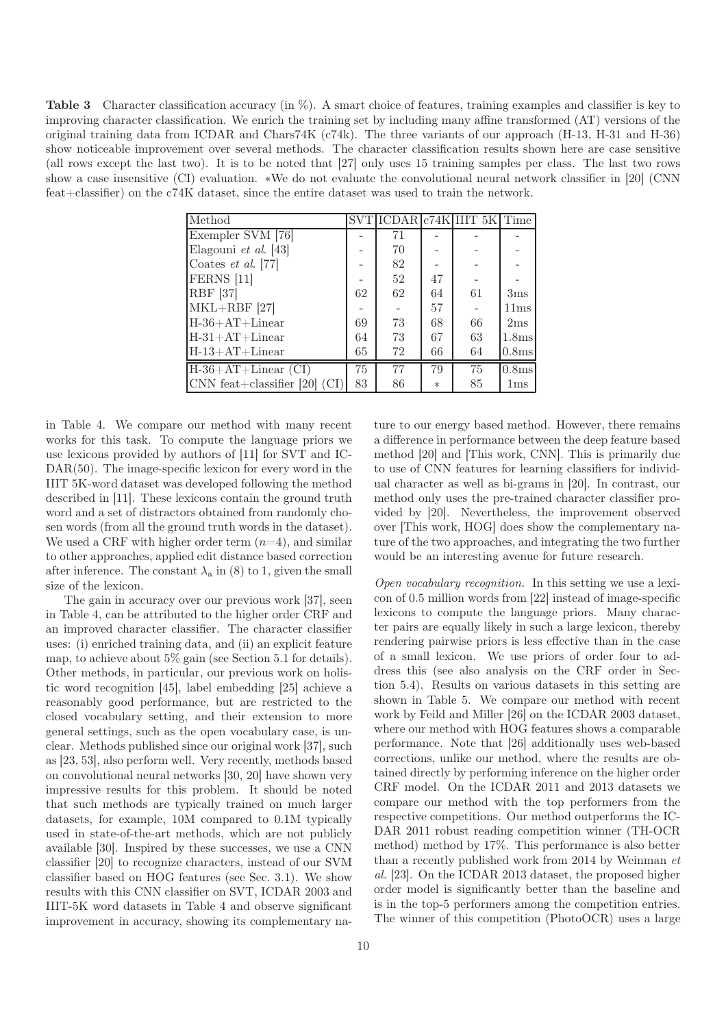**Table 3** Character classification accuracy (in %). A smart choice of features, training examples and classifier is key to improving character classification. We enrich the training set by including many affine transformed (AT) versions of the original training data from ICDAR and Chars74K (c74k). The three variants of our approach (H-13, H-31 and H-36) show noticeable improvement over several methods. The character classification results shown here are case sensitive (all rows except the last two). It is to be noted that [27] only uses 15 training samples per class. The last two rows show a case insensitive (CI) evaluation. ∗We do not evaluate the convolutional neural network classifier in [20] (CNN feat+classifier) on the c74K dataset, since the entire dataset was used to train the network.

| Method | SVT | ICDAR | c74K | IIIT 5K | Time |
|---|---|---|---|---|---|
| Exempler SVM [76] | - | 71 | - | - | - |
| Elagouni *et al.* [43] | - | 70 | - | - | - |
| Coates *et al.* [77] | - | 82 | - | - | - |
| FERNS [11] | - | 52 | 47 | - | - |
| RBF [37] | 62 | 62 | 64 | 61 | 3ms |
| MKL+RBF [27] | - | - | 57 | - | 11ms |
| H-36+AT+Linear | 69 | 73 | 68 | 66 | 2ms |
| H-31+AT+Linear | 64 | 73 | 67 | 63 | 1.8ms |
| H-13+AT+Linear | 65 | 72 | 66 | 64 | 0.8ms |
| H-36+AT+Linear (CI) | 75 | 77 | 79 | 75 | 0.8ms |
| CNN feat+classifier [20] (CI) | 83 | 86 | ∗ | 85 | 1ms |

in Table 4. We compare our method with many recent works for this task. To compute the language priors we use lexicons provided by authors of [11] for SVT and ICDAR(50). The image-specific lexicon for every word in the IIIT 5K-word dataset was developed following the method described in [11]. These lexicons contain the ground truth word and a set of distractors obtained from randomly chosen words (from all the ground truth words in the dataset). We used a CRF with higher order term ($n$=4), and similar to other approaches, applied edit distance based correction after inference. The constant $\lambda_a$ in (8) to 1, given the small size of the lexicon.

The gain in accuracy over our previous work [37], seen in Table 4, can be attributed to the higher order CRF and an improved character classifier. The character classifier uses: (i) enriched training data, and (ii) an explicit feature map, to achieve about 5% gain (see Section 5.1 for details). Other methods, in particular, our previous work on holistic word recognition [45], label embedding [25] achieve a reasonably good performance, but are restricted to the closed vocabulary setting, and their extension to more general settings, such as the open vocabulary case, is unclear. Methods published since our original work [37], such as [23, 53], also perform well. Very recently, methods based on convolutional neural networks [30, 20] have shown very impressive results for this problem. It should be noted that such methods are typically trained on much larger datasets, for example, 10M compared to 0.1M typically used in state-of-the-art methods, which are not publicly available [30]. Inspired by these successes, we use a CNN classifier [20] to recognize characters, instead of our SVM classifier based on HOG features (see Sec. 3.1). We show results with this CNN classifier on SVT, ICDAR 2003 and IIIT-5K word datasets in Table 4 and observe significant improvement in accuracy, showing its complementary nature to our energy based method. However, there remains a difference in performance between the deep feature based method [20] and [This work, CNN]. This is primarily due to use of CNN features for learning classifiers for individual character as well as bi-grams in [20]. In contrast, our method only uses the pre-trained character classifier provided by [20]. Nevertheless, the improvement observed over [This work, HOG] does show the complementary nature of the two approaches, and integrating the two further would be an interesting avenue for future research.

*Open vocabulary recognition.* In this setting we use a lexicon of 0.5 million words from [22] instead of image-specific lexicons to compute the language priors. Many character pairs are equally likely in such a large lexicon, thereby rendering pairwise priors is less effective than in the case of a small lexicon. We use priors of order four to address this (see also analysis on the CRF order in Section 5.4). Results on various datasets in this setting are shown in Table 5. We compare our method with recent work by Feild and Miller [26] on the ICDAR 2003 dataset, where our method with HOG features shows a comparable performance. Note that [26] additionally uses web-based corrections, unlike our method, where the results are obtained directly by performing inference on the higher order CRF model. On the ICDAR 2011 and 2013 datasets we compare our method with the top performers from the respective competitions. Our method outperforms the ICDAR 2011 robust reading competition winner (TH-OCR method) method by 17%. This performance is also better than a recently published work from 2014 by Weinman *et al.* [23]. On the ICDAR 2013 dataset, the proposed higher order model is significantly better than the baseline and is in the top-5 performers among the competition entries. The winner of this competition (PhotoOCR) uses a large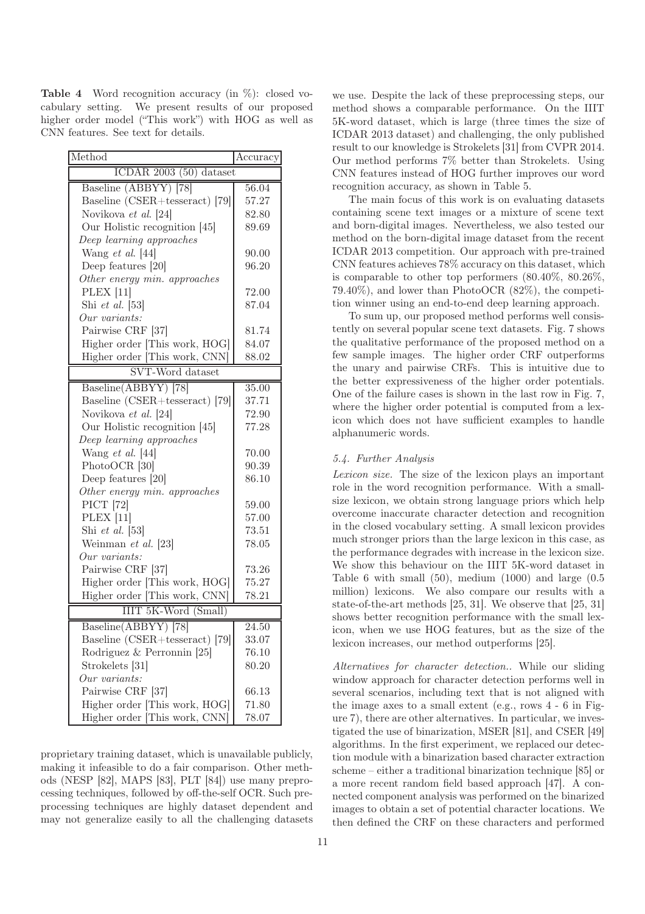**Table 4** Word recognition accuracy (in %): closed vocabulary setting. We present results of our proposed higher order model ("This work") with HOG as well as CNN features. See text for details.

| Method | Accuracy |
|---|---|
| ICDAR 2003 (50) dataset | |
| Baseline (ABBYY) [78] | 56.04 |
| Baseline (CSER+tesseract) [79] | 57.27 |
| Novikova *et al.* [24] | 82.80 |
| Our Holistic recognition [45] | 89.69 |
| *Deep learning approaches* | |
| Wang *et al.* [44] | 90.00 |
| Deep features [20] | 96.20 |
| *Other energy min. approaches* | |
| PLEX [11] | 72.00 |
| Shi *et al.* [53] | 87.04 |
| *Our variants:* | |
| Pairwise CRF [37] | 81.74 |
| Higher order [This work, HOG] | 84.07 |
| Higher order [This work, CNN] | 88.02 |
| SVT-Word dataset | |
| Baseline(ABBYY) [78] | 35.00 |
| Baseline (CSER+tesseract) [79] | 37.71 |
| Novikova *et al.* [24] | 72.90 |
| Our Holistic recognition [45] | 77.28 |
| *Deep learning approaches* | |
| Wang *et al.* [44] | 70.00 |
| PhotoOCR [30] | 90.39 |
| Deep features [20] | 86.10 |
| *Other energy min. approaches* | |
| PICT [72] | 59.00 |
| PLEX [11] | 57.00 |
| Shi *et al.* [53] | 73.51 |
| Weinman *et al.* [23] | 78.05 |
| *Our variants:* | |
| Pairwise CRF [37] | 73.26 |
| Higher order [This work, HOG] | 75.27 |
| Higher order [This work, CNN] | 78.21 |
| IIIT 5K-Word (Small) | |
| Baseline(ABBYY) [78] | 24.50 |
| Baseline (CSER+tesseract) [79] | 33.07 |
| Rodriguez & Perronnin [25] | 76.10 |
| Strokelets [31] | 80.20 |
| *Our variants:* | |
| Pairwise CRF [37] | 66.13 |
| Higher order [This work, HOG] | 71.80 |
| Higher order [This work, CNN] | 78.07 |

proprietary training dataset, which is unavailable publicly, making it infeasible to do a fair comparison. Other methods (NESP [82], MAPS [83], PLT [84]) use many preprocessing techniques, followed by off-the-self OCR. Such preprocessing techniques are highly dataset dependent and may not generalize easily to all the challenging datasets we use. Despite the lack of these preprocessing steps, our method shows a comparable performance. On the IIIT 5K-word dataset, which is large (three times the size of ICDAR 2013 dataset) and challenging, the only published result to our knowledge is Strokelets [31] from CVPR 2014. Our method performs 7% better than Strokelets. Using CNN features instead of HOG further improves our word recognition accuracy, as shown in Table 5.

The main focus of this work is on evaluating datasets containing scene text images or a mixture of scene text and born-digital images. Nevertheless, we also tested our method on the born-digital image dataset from the recent ICDAR 2013 competition. Our approach with pre-trained CNN features achieves 78% accuracy on this dataset, which is comparable to other top performers (80.40%, 80.26%, 79.40%), and lower than PhotoOCR (82%), the competition winner using an end-to-end deep learning approach.

To sum up, our proposed method performs well consistently on several popular scene text datasets. Fig. 7 shows the qualitative performance of the proposed method on a few sample images. The higher order CRF outperforms the unary and pairwise CRFs. This is intuitive due to the better expressiveness of the higher order potentials. One of the failure cases is shown in the last row in Fig. 7, where the higher order potential is computed from a lexicon which does not have sufficient examples to handle alphanumeric words.

### *5.4. Further Analysis*

*Lexicon size.* The size of the lexicon plays an important role in the word recognition performance. With a small-size lexicon, we obtain strong language priors which help overcome inaccurate character detection and recognition in the closed vocabulary setting. A small lexicon provides much stronger priors than the large lexicon in this case, as the performance degrades with increase in the lexicon size. We show this behaviour on the IIIT 5K-word dataset in Table 6 with small (50), medium (1000) and large (0.5 million) lexicons. We also compare our results with a state-of-the-art methods [25, 31]. We observe that [25, 31] shows better recognition performance with the small lexicon, when we use HOG features, but as the size of the lexicon increases, our method outperforms [25].

*Alternatives for character detection..* While our sliding window approach for character detection performs well in several scenarios, including text that is not aligned with the image axes to a small extent (e.g., rows 4 - 6 in Figure 7), there are other alternatives. In particular, we investigated the use of binarization, MSER [81], and CSER [49] algorithms. In the first experiment, we replaced our detection module with a binarization based character extraction scheme – either a traditional binarization technique [85] or a more recent random field based approach [47]. A connected component analysis was performed on the binarized images to obtain a set of potential character locations. We then defined the CRF on these characters and performed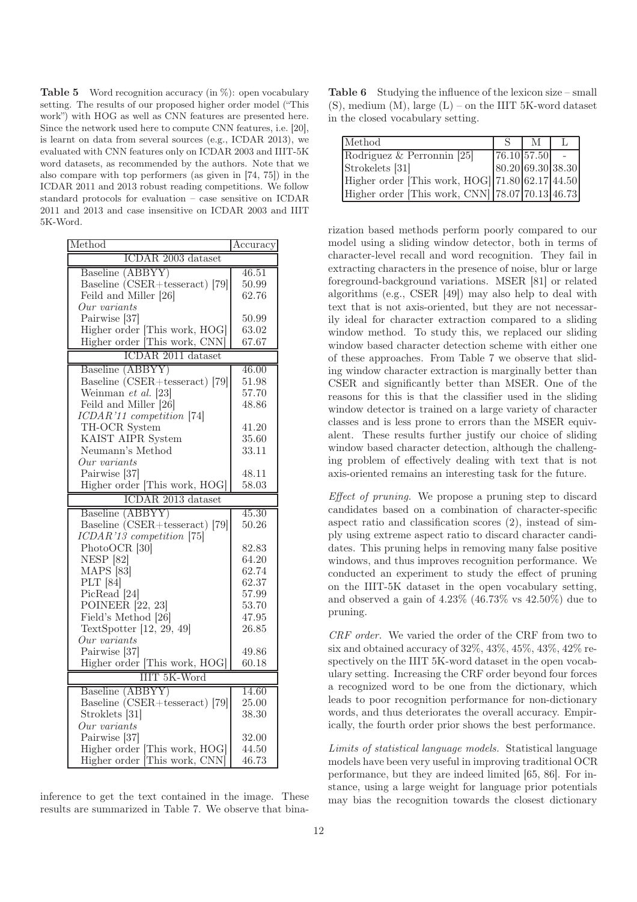**Table 5** Word recognition accuracy (in %): open vocabulary setting. The results of our proposed higher order model ("This work") with HOG as well as CNN features are presented here. Since the network used here to compute CNN features, i.e. [20], is learnt on data from several sources (e.g., ICDAR 2013), we evaluated with CNN features only on ICDAR 2003 and IIIT-5K word datasets, as recommended by the authors. Note that we also compare with top performers (as given in [74, 75]) in the ICDAR 2011 and 2013 robust reading competitions. We follow standard protocols for evaluation – case sensitive on ICDAR 2011 and 2013 and case insensitive on ICDAR 2003 and IIIT 5K-Word.

| Method | Accuracy |
|---|---|
| **ICDAR 2003 dataset** | |
| Baseline (ABBYY) | 46.51 |
| Baseline (CSER+tesseract) [79] | 50.99 |
| Feild and Miller [26] | 62.76 |
| *Our variants* | |
| Pairwise [37] | 50.99 |
| Higher order [This work, HOG] | 63.02 |
| Higher order [This work, CNN] | 67.67 |
| **ICDAR 2011 dataset** | |
| Baseline (ABBYY) | 46.00 |
| Baseline (CSER+tesseract) [79] | 51.98 |
| Weinman *et al.* [23] | 57.70 |
| Feild and Miller [26] | 48.86 |
| *ICDAR'11 competition* [74] | |
| TH-OCR System | 41.20 |
| KAIST AIPR System | 35.60 |
| Neumann's Method | 33.11 |
| *Our variants* | |
| Pairwise [37] | 48.11 |
| Higher order [This work, HOG] | 58.03 |
| **ICDAR 2013 dataset** | |
| Baseline (ABBYY) | 45.30 |
| Baseline (CSER+tesseract) [79] | 50.26 |
| *ICDAR'13 competition* [75] | |
| PhotoOCR [30] | 82.83 |
| NESP [82] | 64.20 |
| MAPS [83] | 62.74 |
| PLT [84] | 62.37 |
| PicRead [24] | 57.99 |
| POINEER [22, 23] | 53.70 |
| Field's Method [26] | 47.95 |
| TextSpotter [12, 29, 49] | 26.85 |
| *Our variants* | |
| Pairwise [37] | 49.86 |
| Higher order [This work, HOG] | 60.18 |
| **IIIT 5K-Word** | |
| Baseline (ABBYY) | 14.60 |
| Baseline (CSER+tesseract) [79] | 25.00 |
| Stroklets [31] | 38.30 |
| *Our variants* | |
| Pairwise [37] | 32.00 |
| Higher order [This work, HOG] | 44.50 |
| Higher order [This work, CNN] | 46.73 |

inference to get the text contained in the image. These results are summarized in Table 7. We observe that binarization based methods perform poorly compared to our model using a sliding window detector, both in terms of character-level recall and word recognition. They fail in extracting characters in the presence of noise, blur or large foreground-background variations. MSER [81] or related algorithms (e.g., CSER [49]) may also help to deal with text that is not axis-oriented, but they are not necessarily ideal for character extraction compared to a sliding window method. To study this, we replaced our sliding window based character detection scheme with either one of these approaches. From Table 7 we observe that sliding window character extraction is marginally better than CSER and significantly better than MSER. One of the reasons for this is that the classifier used in the sliding window detector is trained on a large variety of character classes and is less prone to errors than the MSER equivalent. These results further justify our choice of sliding window based character detection, although the challenging problem of effectively dealing with text that is not axis-oriented remains an interesting task for the future.

**Table 6** Studying the influence of the lexicon size – small (S), medium (M), large (L) – on the IIIT 5K-word dataset in the closed vocabulary setting.

| Method | S | M | L |
|---|---|---|---|
| Rodriguez & Perronnin [25] | 76.10 | 57.50 | - |
| Strokelets [31] | 80.20 | 69.30 | 38.30 |
| Higher order [This work, HOG] | 71.80 | 62.17 | 44.50 |
| Higher order [This work, CNN] | 78.07 | 70.13 | 46.73 |

*Effect of pruning.* We propose a pruning step to discard candidates based on a combination of character-specific aspect ratio and classification scores (2), instead of simply using extreme aspect ratio to discard character candidates. This pruning helps in removing many false positive windows, and thus improves recognition performance. We conducted an experiment to study the effect of pruning on the IIIT-5K dataset in the open vocabulary setting, and observed a gain of 4.23% (46.73% vs 42.50%) due to pruning.

*CRF order.* We varied the order of the CRF from two to six and obtained accuracy of 32%, 43%, 45%, 43%, 42% respectively on the IIIT 5K-word dataset in the open vocabulary setting. Increasing the CRF order beyond four forces a recognized word to be one from the dictionary, which leads to poor recognition performance for non-dictionary words, and thus deteriorates the overall accuracy. Empirically, the fourth order prior shows the best performance.

*Limits of statistical language models.* Statistical language models have been very useful in improving traditional OCR performance, but they are indeed limited [65, 86]. For instance, using a large weight for language prior potentials may bias the recognition towards the closest dictionary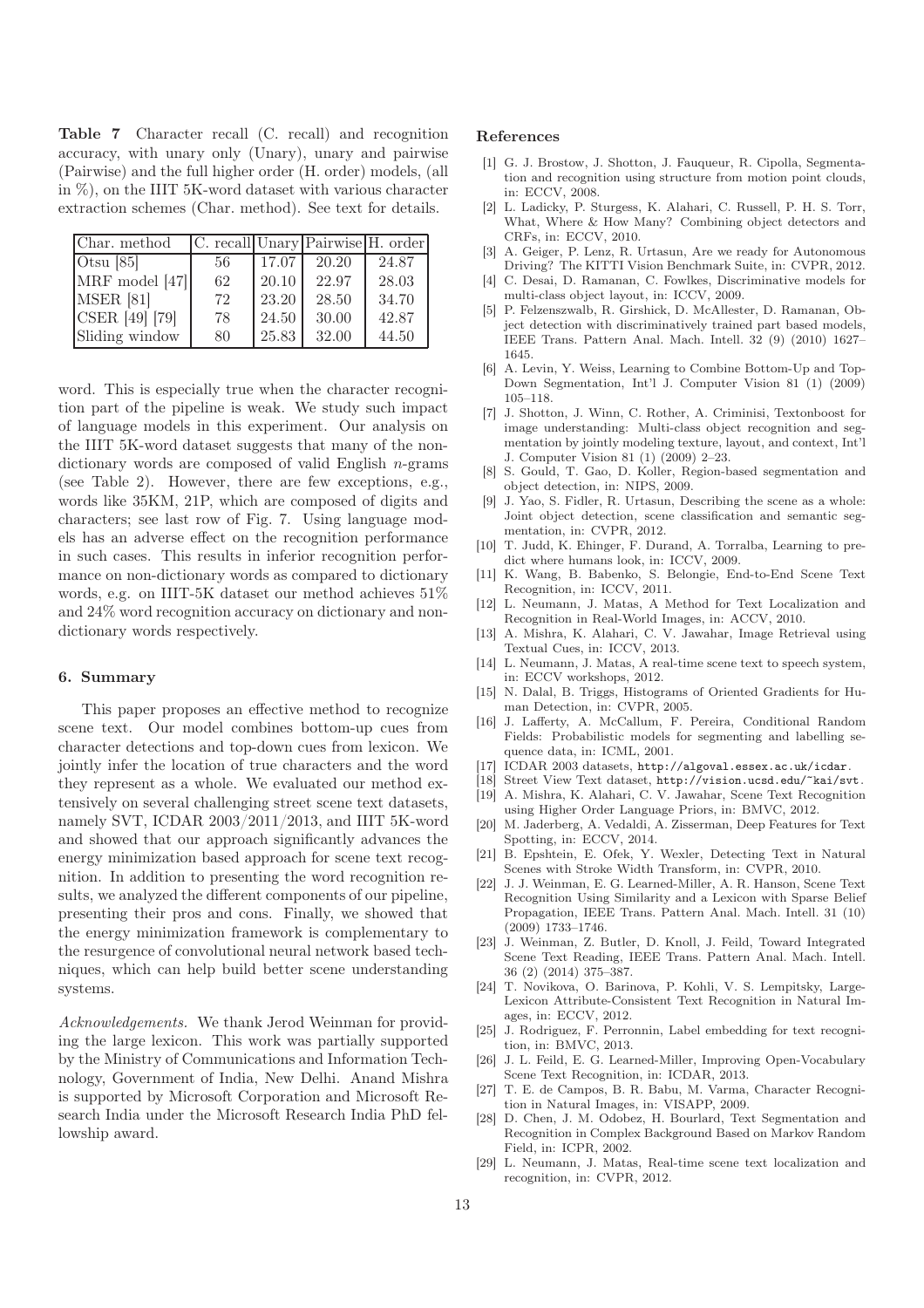**Table 7** Character recall (C. recall) and recognition accuracy, with unary only (Unary), unary and pairwise (Pairwise) and the full higher order (H. order) models, (all in %), on the IIIT 5K-word dataset with various character extraction schemes (Char. method). See text for details.

| Char. method | C. recall | Unary | Pairwise | H. order |
|---|---|---|---|---|
| Otsu [85] | 56 | 17.07 | 20.20 | 24.87 |
| MRF model [47] | 62 | 20.10 | 22.97 | 28.03 |
| MSER [81] | 72 | 23.20 | 28.50 | 34.70 |
| CSER [49] [79] | 78 | 24.50 | 30.00 | 42.87 |
| Sliding window | 80 | 25.83 | 32.00 | 44.50 |

word. This is especially true when the character recognition part of the pipeline is weak. We study such impact of language models in this experiment. Our analysis on the IIIT 5K-word dataset suggests that many of the non-dictionary words are composed of valid English $n$-grams (see Table 2). However, there are few exceptions, e.g., words like 35KM, 21P, which are composed of digits and characters; see last row of Fig. 7. Using language models has an adverse effect on the recognition performance in such cases. This results in inferior recognition performance on non-dictionary words as compared to dictionary words, e.g. on IIIT-5K dataset our method achieves 51% and 24% word recognition accuracy on dictionary and non-dictionary words respectively.

## 6. Summary

This paper proposes an effective method to recognize scene text. Our model combines bottom-up cues from character detections and top-down cues from lexicon. We jointly infer the location of true characters and the word they represent as a whole. We evaluated our method extensively on several challenging street scene text datasets, namely SVT, ICDAR 2003/2011/2013, and IIIT 5K-word and showed that our approach significantly advances the energy minimization based approach for scene text recognition. In addition to presenting the word recognition results, we analyzed the different components of our pipeline, presenting their pros and cons. Finally, we showed that the energy minimization framework is complementary to the resurgence of convolutional neural network based techniques, which can help build better scene understanding systems.

*Acknowledgements.* We thank Jerod Weinman for providing the large lexicon. This work was partially supported by the Ministry of Communications and Information Technology, Government of India, New Delhi. Anand Mishra is supported by Microsoft Corporation and Microsoft Research India under the Microsoft Research India PhD fellowship award.

## References

[1] G. J. Brostow, J. Shotton, J. Fauqueur, R. Cipolla, Segmentation and recognition using structure from motion point clouds, in: ECCV, 2008.

[2] L. Ladicky, P. Sturgess, K. Alahari, C. Russell, P. H. S. Torr, What, Where & How Many? Combining object detectors and CRFs, in: ECCV, 2010.

[3] A. Geiger, P. Lenz, R. Urtasun, Are we ready for Autonomous Driving? The KITTI Vision Benchmark Suite, in: CVPR, 2012.

[4] C. Desai, D. Ramanan, C. Fowlkes, Discriminative models for multi-class object layout, in: ICCV, 2009.

[5] P. Felzenszwalb, R. Girshick, D. McAllester, D. Ramanan, Object detection with discriminatively trained part based models, IEEE Trans. Pattern Anal. Mach. Intell. 32 (9) (2010) 1627–1645.

[6] A. Levin, Y. Weiss, Learning to Combine Bottom-Up and Top-Down Segmentation, Int'l J. Computer Vision 81 (1) (2009) 105–118.

[7] J. Shotton, J. Winn, C. Rother, A. Criminisi, Textonboost for image understanding: Multi-class object recognition and segmentation by jointly modeling texture, layout, and context, Int'l J. Computer Vision 81 (1) (2009) 2–23.

[8] S. Gould, T. Gao, D. Koller, Region-based segmentation and object detection, in: NIPS, 2009.

[9] J. Yao, S. Fidler, R. Urtasun, Describing the scene as a whole: Joint object detection, scene classification and semantic segmentation, in: CVPR, 2012.

[10] T. Judd, K. Ehinger, F. Durand, A. Torralba, Learning to predict where humans look, in: ICCV, 2009.

[11] K. Wang, B. Babenko, S. Belongie, End-to-End Scene Text Recognition, in: ICCV, 2011.

[12] L. Neumann, J. Matas, A Method for Text Localization and Recognition in Real-World Images, in: ACCV, 2010.

[13] A. Mishra, K. Alahari, C. V. Jawahar, Image Retrieval using Textual Cues, in: ICCV, 2013.

[14] L. Neumann, J. Matas, A real-time scene text to speech system, in: ECCV workshops, 2012.

[15] N. Dalal, B. Triggs, Histograms of Oriented Gradients for Human Detection, in: CVPR, 2005.

[16] J. Lafferty, A. McCallum, F. Pereira, Conditional Random Fields: Probabilistic models for segmenting and labelling sequence data, in: ICML, 2001.

[17] ICDAR 2003 datasets, http://algoval.essex.ac.uk/icdar.

[18] Street View Text dataset, http://vision.ucsd.edu/~kai/svt.

[19] A. Mishra, K. Alahari, C. V. Jawahar, Scene Text Recognition using Higher Order Language Priors, in: BMVC, 2012.

[20] M. Jaderberg, A. Vedaldi, A. Zisserman, Deep Features for Text Spotting, in: ECCV, 2014.

[21] B. Epshtein, E. Ofek, Y. Wexler, Detecting Text in Natural Scenes with Stroke Width Transform, in: CVPR, 2010.

[22] J. J. Weinman, E. G. Learned-Miller, A. R. Hanson, Scene Text Recognition Using Similarity and a Lexicon with Sparse Belief Propagation, IEEE Trans. Pattern Anal. Mach. Intell. 31 (10) (2009) 1733–1746.

[23] J. Weinman, Z. Butler, D. Knoll, J. Feild, Toward Integrated Scene Text Reading, IEEE Trans. Pattern Anal. Mach. Intell. 36 (2) (2014) 375–387.

[24] T. Novikova, O. Barinova, P. Kohli, V. S. Lempitsky, Large-Lexicon Attribute-Consistent Text Recognition in Natural Images, in: ECCV, 2012.

[25] J. Rodriguez, F. Perronnin, Label embedding for text recognition, in: BMVC, 2013.

[26] J. L. Feild, E. G. Learned-Miller, Improving Open-Vocabulary Scene Text Recognition, in: ICDAR, 2013.

[27] T. E. de Campos, B. R. Babu, M. Varma, Character Recognition in Natural Images, in: VISAPP, 2009.

[28] D. Chen, J. M. Odobez, H. Bourlard, Text Segmentation and Recognition in Complex Background Based on Markov Random Field, in: ICPR, 2002.

[29] L. Neumann, J. Matas, Real-time scene text localization and recognition, in: CVPR, 2012.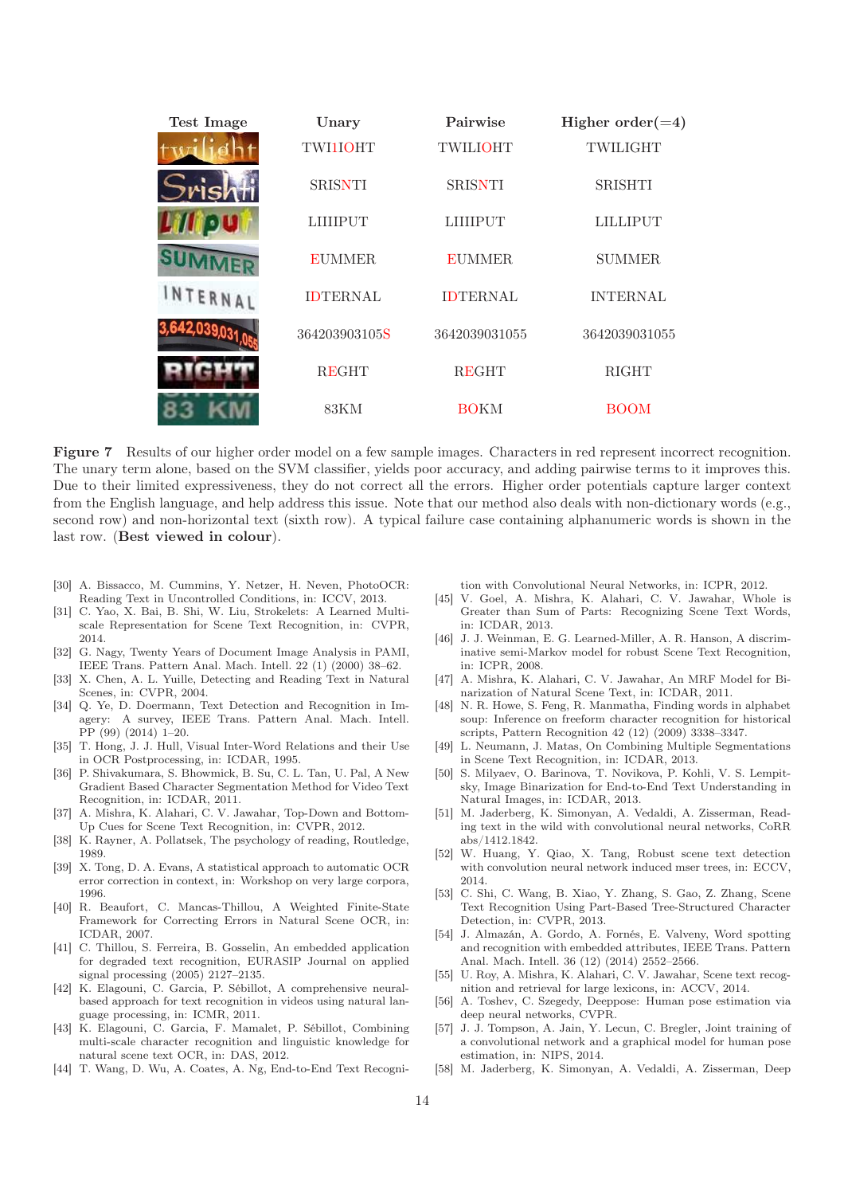| Test Image | Unary | Pairwise | Higher order(=4) |
| --- | --- | --- | --- |
| | TWI1IOHT | TWILIOHT | TWILIGHT |
| | SRISNTI | SRISNTI | SRISHTI |
| | LIIIIPUT | LIIIIPUT | LILLIPUT |
| | EUMMER | EUMMER | SUMMER |
| | IDTERNAL | IDTERNAL | INTERNAL |
| | 364203903105S | 3642039031055 | 3642039031055 |
| | REGHT | REGHT | RIGHT |
| | 83KM | BOKM | BOOM |

**Figure 7** Results of our higher order model on a few sample images. Characters in red represent incorrect recognition. The unary term alone, based on the SVM classifier, yields poor accuracy, and adding pairwise terms to it improves this. Due to their limited expressiveness, they do not correct all the errors. Higher order potentials capture larger context from the English language, and help address this issue. Note that our method also deals with non-dictionary words (e.g., second row) and non-horizontal text (sixth row). A typical failure case containing alphanumeric words is shown in the last row. (**Best viewed in colour**).

[30] A. Bissacco, M. Cummins, Y. Netzer, H. Neven, PhotoOCR: Reading Text in Uncontrolled Conditions, in: ICCV, 2013.
[31] C. Yao, X. Bai, B. Shi, W. Liu, Strokelets: A Learned Multi-scale Representation for Scene Text Recognition, in: CVPR, 2014.
[32] G. Nagy, Twenty Years of Document Image Analysis in PAMI, IEEE Trans. Pattern Anal. Mach. Intell. 22 (1) (2000) 38–62.
[33] X. Chen, A. L. Yuille, Detecting and Reading Text in Natural Scenes, in: CVPR, 2004.
[34] Q. Ye, D. Doermann, Text Detection and Recognition in Imagery: A survey, IEEE Trans. Pattern Anal. Mach. Intell. PP (99) (2014) 1–20.
[35] T. Hong, J. J. Hull, Visual Inter-Word Relations and their Use in OCR Postprocessing, in: ICDAR, 1995.
[36] P. Shivakumara, S. Bhowmick, B. Su, C. L. Tan, U. Pal, A New Gradient Based Character Segmentation Method for Video Text Recognition, in: ICDAR, 2011.
[37] A. Mishra, K. Alahari, C. V. Jawahar, Top-Down and Bottom-Up Cues for Scene Text Recognition, in: CVPR, 2012.
[38] K. Rayner, A. Pollatsek, The psychology of reading, Routledge, 1989.
[39] X. Tong, D. A. Evans, A statistical approach to automatic OCR error correction in context, in: Workshop on very large corpora, 1996.
[40] R. Beaufort, C. Mancas-Thillou, A Weighted Finite-State Framework for Correcting Errors in Natural Scene OCR, in: ICDAR, 2007.
[41] C. Thillou, S. Ferreira, B. Gosselin, An embedded application for degraded text recognition, EURASIP Journal on applied signal processing (2005) 2127–2135.
[42] K. Elagouni, C. Garcia, P. Sébillot, A comprehensive neural-based approach for text recognition in videos using natural language processing, in: ICMR, 2011.
[43] K. Elagouni, C. Garcia, F. Mamalet, P. Sébillot, Combining multi-scale character recognition and linguistic knowledge for natural scene text OCR, in: DAS, 2012.
[44] T. Wang, D. Wu, A. Coates, A. Ng, End-to-End Text Recognition with Convolutional Neural Networks, in: ICPR, 2012.
[45] V. Goel, A. Mishra, K. Alahari, C. V. Jawahar, Whole is Greater than Sum of Parts: Recognizing Scene Text Words, in: ICDAR, 2013.
[46] J. J. Weinman, E. G. Learned-Miller, A. R. Hanson, A discriminative semi-Markov model for robust Scene Text Recognition, in: ICPR, 2008.
[47] A. Mishra, K. Alahari, C. V. Jawahar, An MRF Model for Binarization of Natural Scene Text, in: ICDAR, 2011.
[48] N. R. Howe, S. Feng, R. Manmatha, Finding words in alphabet soup: Inference on freeform character recognition for historical scripts, Pattern Recognition 42 (12) (2009) 3338–3347.
[49] L. Neumann, J. Matas, On Combining Multiple Segmentations in Scene Text Recognition, in: ICDAR, 2013.
[50] S. Milyaev, O. Barinova, T. Novikova, P. Kohli, V. S. Lempitsky, Image Binarization for End-to-End Text Understanding in Natural Images, in: ICDAR, 2013.
[51] M. Jaderberg, K. Simonyan, A. Vedaldi, A. Zisserman, Reading text in the wild with convolutional neural networks, CoRR abs/1412.1842.
[52] W. Huang, Y. Qiao, X. Tang, Robust scene text detection with convolution neural network induced mser trees, in: ECCV, 2014.
[53] C. Shi, C. Wang, B. Xiao, Y. Zhang, S. Gao, Z. Zhang, Scene Text Recognition Using Part-Based Tree-Structured Character Detection, in: CVPR, 2013.
[54] J. Almazán, A. Gordo, A. Fornés, E. Valveny, Word spotting and recognition with embedded attributes, IEEE Trans. Pattern Anal. Mach. Intell. 36 (12) (2014) 2552–2566.
[55] U. Roy, A. Mishra, K. Alahari, C. V. Jawahar, Scene text recognition and retrieval for large lexicons, in: ACCV, 2014.
[56] A. Toshev, C. Szegedy, Deeppose: Human pose estimation via deep neural networks, CVPR.
[57] J. J. Tompson, A. Jain, Y. Lecun, C. Bregler, Joint training of a convolutional network and a graphical model for human pose estimation, in: NIPS, 2014.
[58] M. Jaderberg, K. Simonyan, A. Vedaldi, A. Zisserman, Deep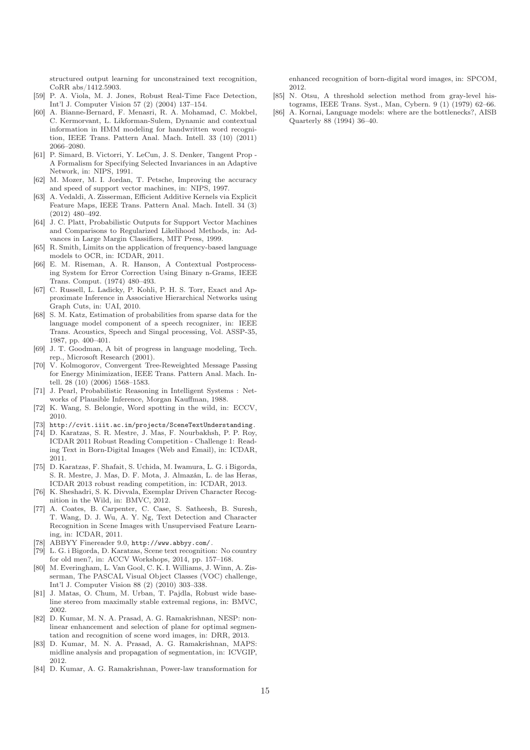structured output learning for unconstrained text recognition, CoRR abs/1412.5903.

[59] P. A. Viola, M. J. Jones, Robust Real-Time Face Detection, Int'l J. Computer Vision 57 (2) (2004) 137–154.

[60] A. Bianne-Bernard, F. Menasri, R. A. Mohamad, C. Mokbel, C. Kermorvant, L. Likforman-Sulem, Dynamic and contextual information in HMM modeling for handwritten word recognition, IEEE Trans. Pattern Anal. Mach. Intell. 33 (10) (2011) 2066–2080.

[61] P. Simard, B. Victorri, Y. LeCun, J. S. Denker, Tangent Prop - A Formalism for Specifying Selected Invariances in an Adaptive Network, in: NIPS, 1991.

[62] M. Mozer, M. I. Jordan, T. Petsche, Improving the accuracy and speed of support vector machines, in: NIPS, 1997.

[63] A. Vedaldi, A. Zisserman, Efficient Additive Kernels via Explicit Feature Maps, IEEE Trans. Pattern Anal. Mach. Intell. 34 (3) (2012) 480–492.

[64] J. C. Platt, Probabilistic Outputs for Support Vector Machines and Comparisons to Regularized Likelihood Methods, in: Advances in Large Margin Classifiers, MIT Press, 1999.

[65] R. Smith, Limits on the application of frequency-based language models to OCR, in: ICDAR, 2011.

[66] E. M. Riseman, A. R. Hanson, A Contextual Postprocessing System for Error Correction Using Binary n-Grams, IEEE Trans. Comput. (1974) 480–493.

[67] C. Russell, L. Ladicky, P. Kohli, P. H. S. Torr, Exact and Approximate Inference in Associative Hierarchical Networks using Graph Cuts, in: UAI, 2010.

[68] S. M. Katz, Estimation of probabilities from sparse data for the language model component of a speech recognizer, in: IEEE Trans. Acoustics, Speech and Singal processing, Vol. ASSP-35, 1987, pp. 400–401.

[69] J. T. Goodman, A bit of progress in language modeling, Tech. rep., Microsoft Research (2001).

[70] V. Kolmogorov, Convergent Tree-Reweighted Message Passing for Energy Minimization, IEEE Trans. Pattern Anal. Mach. Intell. 28 (10) (2006) 1568–1583.

[71] J. Pearl, Probabilistic Reasoning in Intelligent Systems : Networks of Plausible Inference, Morgan Kauffman, 1988.

[72] K. Wang, S. Belongie, Word spotting in the wild, in: ECCV, 2010.

[73] http://cvit.iiit.ac.in/projects/SceneTextUnderstanding.

[74] D. Karatzas, S. R. Mestre, J. Mas, F. Nourbakhsh, P. P. Roy, ICDAR 2011 Robust Reading Competition - Challenge 1: Reading Text in Born-Digital Images (Web and Email), in: ICDAR, 2011.

[75] D. Karatzas, F. Shafait, S. Uchida, M. Iwamura, L. G. i Bigorda, S. R. Mestre, J. Mas, D. F. Mota, J. Almazán, L. de las Heras, ICDAR 2013 robust reading competition, in: ICDAR, 2013.

[76] K. Sheshadri, S. K. Divvala, Exemplar Driven Character Recognition in the Wild, in: BMVC, 2012.

[77] A. Coates, B. Carpenter, C. Case, S. Satheesh, B. Suresh, T. Wang, D. J. Wu, A. Y. Ng, Text Detection and Character Recognition in Scene Images with Unsupervised Feature Learning, in: ICDAR, 2011.

[78] ABBYY Finereader 9.0, http://www.abbyy.com/.

[79] L. G. i Bigorda, D. Karatzas, Scene text recognition: No country for old men?, in: ACCV Workshops, 2014, pp. 157–168.

[80] M. Everingham, L. Van Gool, C. K. I. Williams, J. Winn, A. Zisserman, The PASCAL Visual Object Classes (VOC) challenge, Int'l J. Computer Vision 88 (2) (2010) 303–338.

[81] J. Matas, O. Chum, M. Urban, T. Pajdla, Robust wide baseline stereo from maximally stable extremal regions, in: BMVC, 2002.

[82] D. Kumar, M. N. A. Prasad, A. G. Ramakrishnan, NESP: nonlinear enhancement and selection of plane for optimal segmentation and recognition of scene word images, in: DRR, 2013.

[83] D. Kumar, M. N. A. Prasad, A. G. Ramakrishnan, MAPS: midline analysis and propagation of segmentation, in: ICVGIP, 2012.

[84] D. Kumar, A. G. Ramakrishnan, Power-law transformation for enhanced recognition of born-digital word images, in: SPCOM, 2012.

[85] N. Otsu, A threshold selection method from gray-level histograms, IEEE Trans. Syst., Man, Cybern. 9 (1) (1979) 62–66.

[86] A. Kornai, Language models: where are the bottlenecks?, AISB Quarterly 88 (1994) 36–40.